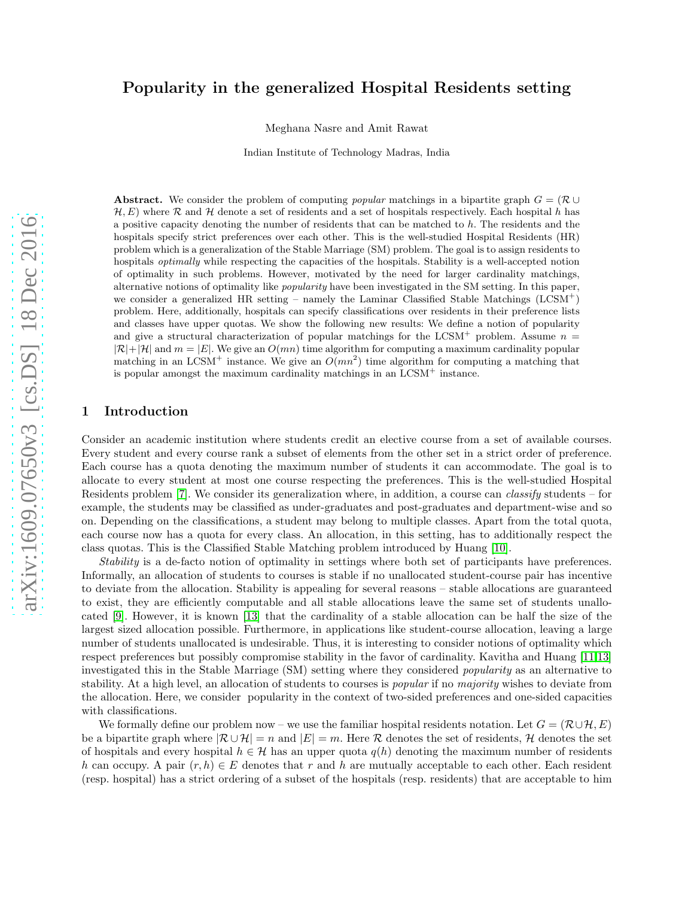# Popularity in the generalized Hospital Residents setting

Meghana Nasre and Amit Rawat

Indian Institute of Technology Madras, India

**Abstract.** We consider the problem of computing *popular* matchings in a bipartite graph $G = (\mathcal{R} \cup \mathcal{H}, E)$ where $\mathcal{R}$ and $\mathcal{H}$ denote a set of residents and a set of hospitals respectively. Each hospital $h$ has a positive capacity denoting the number of residents that can be matched to $h$. The residents and the hospitals specify strict preferences over each other. This is the well-studied Hospital Residents (HR) problem which is a generalization of the Stable Marriage (SM) problem. The goal is to assign residents to hospitals *optimally* while respecting the capacities of the hospitals. Stability is a well-accepted notion of optimality in such problems. However, motivated by the need for larger cardinality matchings, alternative notions of optimality like *popularity* have been investigated in the SM setting. In this paper, we consider a generalized HR setting – namely the Laminar Classified Stable Matchings (LCSM$^+$) problem. Here, additionally, hospitals can specify classifications over residents in their preference lists and classes have upper quotas. We show the following new results: We define a notion of popularity and give a structural characterization of popular matchings for the LCSM$^+$ problem. Assume $n = |\mathcal{R}| + |\mathcal{H}|$ and $m = |E|$. We give an $O(mn)$ time algorithm for computing a maximum cardinality popular matching in an LCSM$^+$ instance. We give an $O(mn^2)$ time algorithm for computing a matching that is popular amongst the maximum cardinality matchings in an LCSM$^+$ instance.

## 1 Introduction

Consider an academic institution where students credit an elective course from a set of available courses. Every student and every course rank a subset of elements from the other set in a strict order of preference. Each course has a quota denoting the maximum number of students it can accommodate. The goal is to allocate to every student at most one course respecting the preferences. This is the well-studied Hospital Residents problem [7]. We consider its generalization where, in addition, a course can *classify* students – for example, the students may be classified as under-graduates and post-graduates and department-wise and so on. Depending on the classifications, a student may belong to multiple classes. Apart from the total quota, each course now has a quota for every class. An allocation, in this setting, has to additionally respect the class quotas. This is the Classified Stable Matching problem introduced by Huang [10].

*Stability* is a de-facto notion of optimality in settings where both set of participants have preferences. Informally, an allocation of students to courses is stable if no unallocated student-course pair has incentive to deviate from the allocation. Stability is appealing for several reasons – stable allocations are guaranteed to exist, they are efficiently computable and all stable allocations leave the same set of students unallocated [9]. However, it is known [13] that the cardinality of a stable allocation can be half the size of the largest sized allocation possible. Furthermore, in applications like student-course allocation, leaving a large number of students unallocated is undesirable. Thus, it is interesting to consider notions of optimality which respect preferences but possibly compromise stability in the favor of cardinality. Kavitha and Huang [11,13] investigated this in the Stable Marriage (SM) setting where they considered *popularity* as an alternative to stability. At a high level, an allocation of students to courses is *popular* if no *majority* wishes to deviate from the allocation. Here, we consider popularity in the context of two-sided preferences and one-sided capacities with classifications.

We formally define our problem now – we use the familiar hospital residents notation. Let $G = (\mathcal{R} \cup \mathcal{H}, E)$ be a bipartite graph where $|\mathcal{R} \cup \mathcal{H}| = n$ and $|E| = m$. Here $\mathcal{R}$ denotes the set of residents, $\mathcal{H}$ denotes the set of hospitals and every hospital $h \in \mathcal{H}$ has an upper quota $q(h)$ denoting the maximum number of residents $h$ can occupy. A pair $(r, h) \in E$ denotes that $r$ and $h$ are mutually acceptable to each other. Each resident (resp. hospital) has a strict ordering of a subset of the hospitals (resp. residents) that are acceptable to him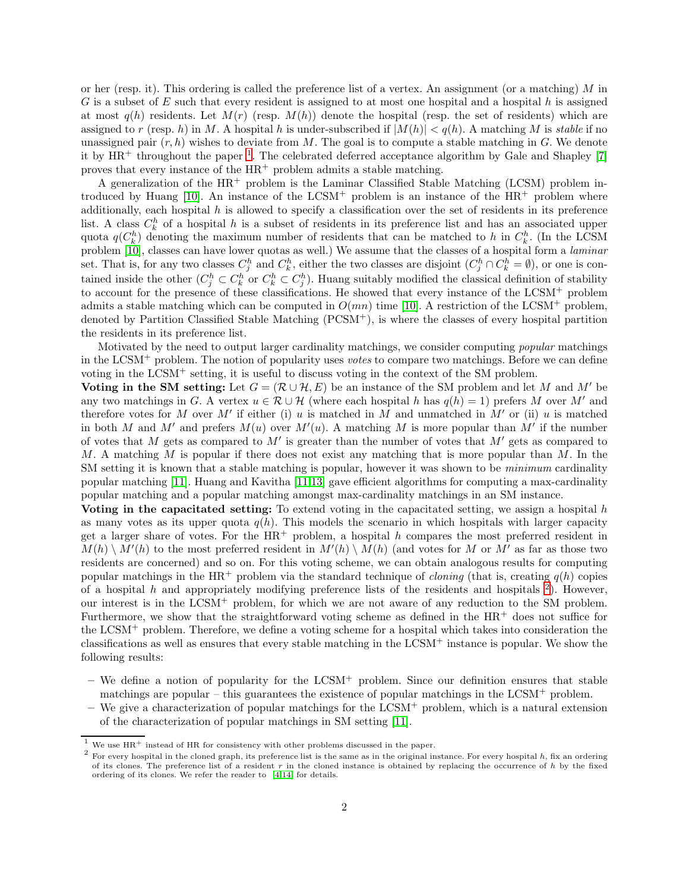or her (resp. it). This ordering is called the preference list of a vertex. An assignment (or a matching) $M$ in $G$ is a subset of $E$ such that every resident is assigned to at most one hospital and a hospital $h$ is assigned at most $q(h)$ residents. Let $M(r)$ (resp. $M(h)$) denote the hospital (resp. the set of residents) which are assigned to $r$ (resp. $h$) in $M$. A hospital $h$ is under-subscribed if $|M(h)| < q(h)$. A matching $M$ is *stable* if no unassigned pair $(r, h)$ wishes to deviate from $M$. The goal is to compute a stable matching in $G$. We denote it by HR$^+$ throughout the paper [1]. The celebrated deferred acceptance algorithm by Gale and Shapley [7] proves that every instance of the HR$^+$ problem admits a stable matching.

A generalization of the HR$^+$ problem is the Laminar Classified Stable Matching (LCSM) problem introduced by Huang [10]. An instance of the LCSM$^+$ problem is an instance of the HR$^+$ problem where additionally, each hospital $h$ is allowed to specify a classification over the set of residents in its preference list. A class $C^h_k$ of a hospital $h$ is a subset of residents in its preference list and has an associated upper quota $q(C^h_k)$ denoting the maximum number of residents that can be matched to $h$ in $C^h_k$. (In the LCSM problem [10], classes can have lower quotas as well.) We assume that the classes of a hospital form a *laminar* set. That is, for any two classes $C^h_j$ and $C^h_k$, either the two classes are disjoint ($C^h_j \cap C^h_k = \emptyset$), or one is contained inside the other ($C^h_j \subset C^h_k$ or $C^h_k \subset C^h_j$). Huang suitably modified the classical definition of stability to account for the presence of these classifications. He showed that every instance of the LCSM$^+$ problem admits a stable matching which can be computed in $O(mn)$ time [10]. A restriction of the LCSM$^+$ problem, denoted by Partition Classified Stable Matching (PCSM$^+$), is where the classes of every hospital partition the residents in its preference list.

Motivated by the need to output larger cardinality matchings, we consider computing *popular* matchings in the LCSM$^+$ problem. The notion of popularity uses *votes* to compare two matchings. Before we can define voting in the LCSM$^+$ setting, it is useful to discuss voting in the context of the SM problem.

**Voting in the SM setting:** Let $G = (\mathcal{R} \cup \mathcal{H}, E)$ be an instance of the SM problem and let $M$ and $M'$ be any two matchings in $G$. A vertex $u \in \mathcal{R} \cup \mathcal{H}$ (where each hospital $h$ has $q(h) = 1$) prefers $M$ over $M'$ and therefore votes for $M$ over $M'$ if either (i) $u$ is matched in $M$ and unmatched in $M'$ or (ii) $u$ is matched in both $M$ and $M'$ and prefers $M(u)$ over $M'(u)$. A matching $M$ is more popular than $M'$ if the number of votes that $M$ gets as compared to $M'$ is greater than the number of votes that $M'$ gets as compared to $M$. A matching $M$ is popular if there does not exist any matching that is more popular than $M$. In the SM setting it is known that a stable matching is popular, however it was shown to be *minimum* cardinality popular matching [11]. Huang and Kavitha [11,13] gave efficient algorithms for computing a max-cardinality popular matching and a popular matching amongst max-cardinality matchings in an SM instance.

**Voting in the capacitated setting:** To extend voting in the capacitated setting, we assign a hospital $h$ as many votes as its upper quota $q(h)$. This models the scenario in which hospitals with larger capacity get a larger share of votes. For the HR$^+$ problem, a hospital $h$ compares the most preferred resident in $M(h) \setminus M'(h)$ to the most preferred resident in $M'(h) \setminus M(h)$ (and votes for $M$ or $M'$ as far as those two residents are concerned) and so on. For this voting scheme, we can obtain analogous results for computing popular matchings in the HR$^+$ problem via the standard technique of *cloning* (that is, creating $q(h)$ copies of a hospital $h$ and appropriately modifying preference lists of the residents and hospitals [2]). However, our interest is in the LCSM$^+$ problem, for which we are not aware of any reduction to the SM problem. Furthermore, we show that the straightforward voting scheme as defined in the HR$^+$ does not suffice for the LCSM$^+$ problem. Therefore, we define a voting scheme for a hospital which takes into consideration the classifications as well as ensures that every stable matching in the LCSM$^+$ instance is popular. We show the following results:

- We define a notion of popularity for the LCSM$^+$ problem. Since our definition ensures that stable matchings are popular – this guarantees the existence of popular matchings in the LCSM$^+$ problem.
- We give a characterization of popular matchings for the LCSM$^+$ problem, which is a natural extension of the characterization of popular matchings in SM setting [11].

[1] We use HR$^+$ instead of HR for consistency with other problems discussed in the paper.

[2] For every hospital in the cloned graph, its preference list is the same as in the original instance. For every hospital $h$, fix an ordering of its clones. The preference list of a resident $r$ in the cloned instance is obtained by replacing the occurrence of $h$ by the fixed ordering of its clones. We refer the reader to [4,14] for details.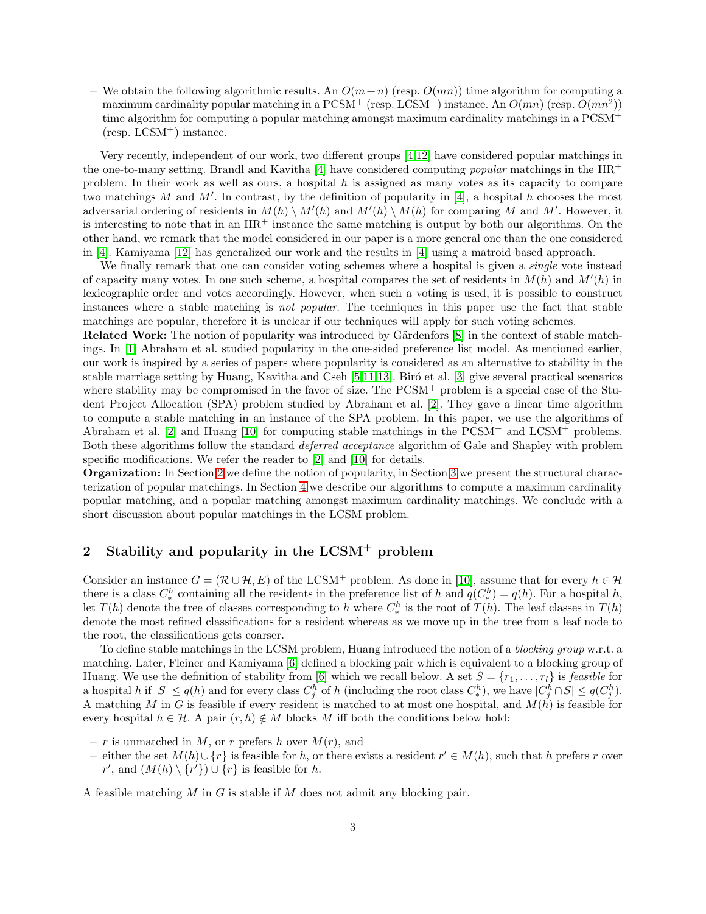– We obtain the following algorithmic results. An $O(m+n)$ (resp. $O(mn)$) time algorithm for computing a maximum cardinality popular matching in a PCSM$^+$ (resp. LCSM$^+$) instance. An $O(mn)$ (resp. $O(mn^2)$) time algorithm for computing a popular matching amongst maximum cardinality matchings in a PCSM$^+$ (resp. LCSM$^+$) instance.

Very recently, independent of our work, two different groups [4,12] have considered popular matchings in the one-to-many setting. Brandl and Kavitha [4] have considered computing *popular* matchings in the HR$^+$ problem. In their work as well as ours, a hospital $h$ is assigned as many votes as its capacity to compare two matchings $M$ and $M'$. In contrast, by the definition of popularity in [4], a hospital $h$ chooses the most adversarial ordering of residents in $M(h) \setminus M'(h)$ and $M'(h) \setminus M(h)$ for comparing $M$ and $M'$. However, it is interesting to note that in an HR$^+$ instance the same matching is output by both our algorithms. On the other hand, we remark that the model considered in our paper is a more general one than the one considered in [4]. Kamiyama [12] has generalized our work and the results in [4] using a matroid based approach.

We finally remark that one can consider voting schemes where a hospital is given a *single* vote instead of capacity many votes. In one such scheme, a hospital compares the set of residents in $M(h)$ and $M'(h)$ in lexicographic order and votes accordingly. However, when such a voting is used, it is possible to construct instances where a stable matching is *not popular*. The techniques in this paper use the fact that stable matchings are popular, therefore it is unclear if our techniques will apply for such voting schemes.

**Related Work:** The notion of popularity was introduced by Gärdenfors [8] in the context of stable matchings. In [1] Abraham et al. studied popularity in the one-sided preference list model. As mentioned earlier, our work is inspired by a series of papers where popularity is considered as an alternative to stability in the stable marriage setting by Huang, Kavitha and Cseh [5,11,13]. Biró et al. [3] give several practical scenarios where stability may be compromised in the favor of size. The PCSM$^+$ problem is a special case of the Student Project Allocation (SPA) problem studied by Abraham et al. [2]. They gave a linear time algorithm to compute a stable matching in an instance of the SPA problem. In this paper, we use the algorithms of Abraham et al. [2] and Huang [10] for computing stable matchings in the PCSM$^+$ and LCSM$^+$ problems. Both these algorithms follow the standard *deferred acceptance* algorithm of Gale and Shapley with problem specific modifications. We refer the reader to [2] and [10] for details.

**Organization:** In Section 2 we define the notion of popularity, in Section 3 we present the structural characterization of popular matchings. In Section 4 we describe our algorithms to compute a maximum cardinality popular matching, and a popular matching amongst maximum cardinality matchings. We conclude with a short discussion about popular matchings in the LCSM problem.

## 2 Stability and popularity in the LCSM$^+$ problem

Consider an instance $G = (\mathcal{R} \cup \mathcal{H}, E)$ of the LCSM$^+$ problem. As done in [10], assume that for every $h \in \mathcal{H}$ there is a class $C^h_*$ containing all the residents in the preference list of $h$ and $q(C^h_*) = q(h)$. For a hospital $h$, let $T(h)$ denote the tree of classes corresponding to $h$ where $C^h_*$ is the root of $T(h)$. The leaf classes in $T(h)$ denote the most refined classifications for a resident whereas as we move up in the tree from a leaf node to the root, the classifications gets coarser.

To define stable matchings in the LCSM problem, Huang introduced the notion of a *blocking group* w.r.t. a matching. Later, Fleiner and Kamiyama [6] defined a blocking pair which is equivalent to a blocking group of Huang. We use the definition of stability from [6] which we recall below. A set $S = \{r_1, \ldots, r_l\}$ is *feasible* for a hospital $h$ if $|S| \leq q(h)$ and for every class $C^h_j$ of $h$ (including the root class $C^h_*$), we have $|C^h_j \cap S| \leq q(C^h_j)$. A matching $M$ in $G$ is feasible if every resident is matched to at most one hospital, and $M(h)$ is feasible for every hospital $h \in \mathcal{H}$. A pair $(r, h) \notin M$ blocks $M$ iff both the conditions below hold:

– $r$ is unmatched in $M$, or $r$ prefers $h$ over $M(r)$, and
– either the set $M(h) \cup \{r\}$ is feasible for $h$, or there exists a resident $r' \in M(h)$, such that $h$ prefers $r$ over $r'$, and $(M(h) \setminus \{r'\}) \cup \{r\}$ is feasible for $h$.

A feasible matching $M$ in $G$ is stable if $M$ does not admit any blocking pair.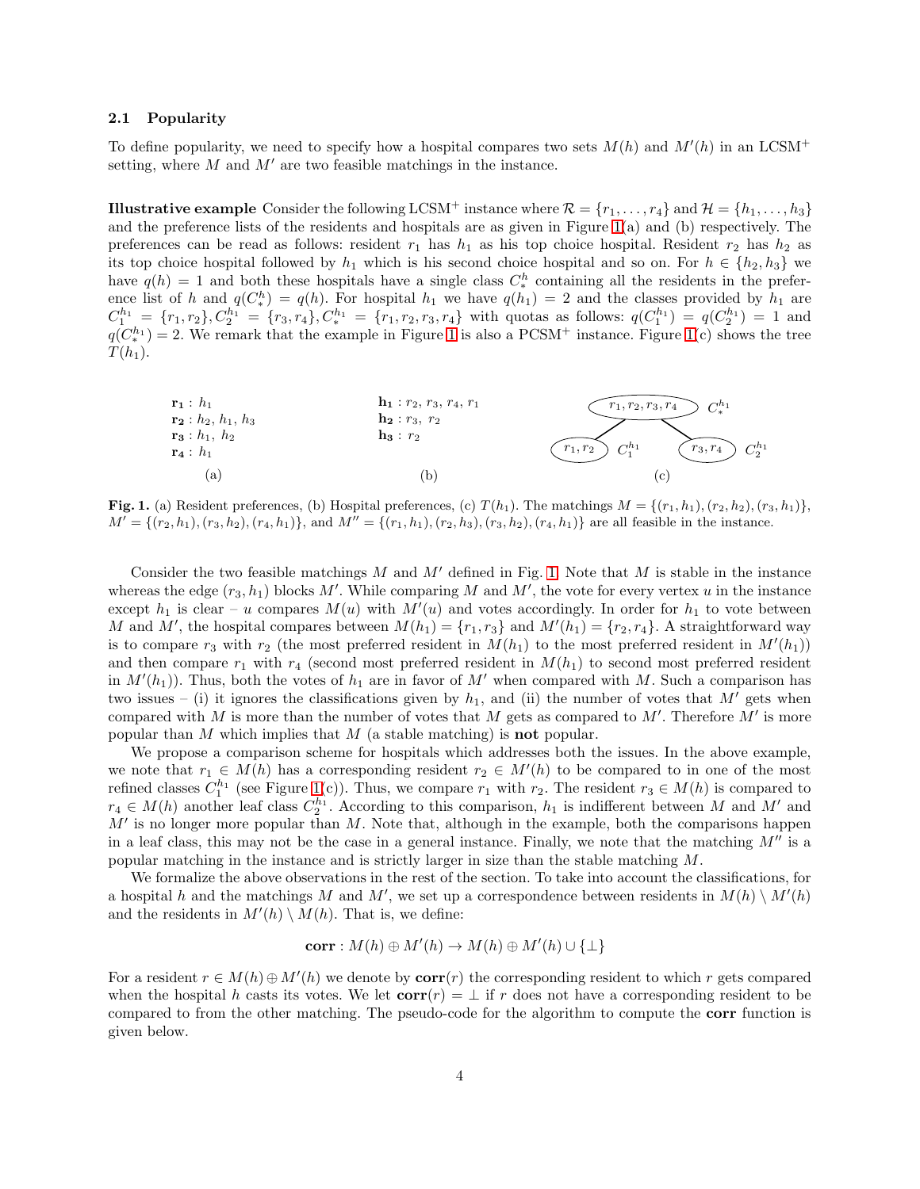### 2.1 Popularity

To define popularity, we need to specify how a hospital compares two sets $M(h)$ and $M'(h)$ in an LCSM$^+$ setting, where $M$ and $M'$ are two feasible matchings in the instance.

**Illustrative example** Consider the following LCSM$^+$ instance where $\mathcal{R} = \{r_1, \ldots, r_4\}$ and $\mathcal{H} = \{h_1, \ldots, h_3\}$ and the preference lists of the residents and hospitals are as given in Figure 1(a) and (b) respectively. The preferences can be read as follows: resident $r_1$ has $h_1$ as his top choice hospital. Resident $r_2$ has $h_2$ as its top choice hospital followed by $h_1$ which is his second choice hospital and so on. For $h \in \{h_2, h_3\}$ we have $q(h) = 1$ and both these hospitals have a single class $C_*^h$ containing all the residents in the preference list of $h$ and $q(C_*^h) = q(h)$. For hospital $h_1$ we have $q(h_1) = 2$ and the classes provided by $h_1$ are $C_1^{h_1} = \{r_1, r_2\}, C_2^{h_1} = \{r_3, r_4\}, C_*^{h_1} = \{r_1, r_2, r_3, r_4\}$ with quotas as follows: $q(C_1^{h_1}) = q(C_2^{h_1}) = 1$ and $q(C_*^{h_1}) = 2$. We remark that the example in Figure 1 is also a PCSM$^+$ instance. Figure 1(c) shows the tree $T(h_1)$.

(a)

$\mathbf{r_1}$ : $h_1$
$\mathbf{r_2}$ : $h_2$, $h_1$, $h_3$
$\mathbf{r_3}$ : $h_1$, $h_2$
$\mathbf{r_4}$ : $h_1$

(b)

$\mathbf{h_1}$ : $r_2$, $r_3$, $r_4$, $r_1$
$\mathbf{h_2}$ : $r_3$, $r_2$
$\mathbf{h_3}$ : $r_2$

(c)

Root: $r_1, r_2, r_3, r_4$ ($C_*^{h_1}$); children: $r_1, r_2$ ($C_1^{h_1}$) and $r_3, r_4$ ($C_2^{h_1}$)

**Fig. 1.** (a) Resident preferences, (b) Hospital preferences, (c) $T(h_1)$. The matchings $M = \{(r_1, h_1), (r_2, h_2), (r_3, h_1)\}$, $M' = \{(r_2, h_1), (r_3, h_2), (r_4, h_1)\}$, and $M'' = \{(r_1, h_1), (r_2, h_3), (r_3, h_2), (r_4, h_1)\}$ are all feasible in the instance.

Consider the two feasible matchings $M$ and $M'$ defined in Fig. 1. Note that $M$ is stable in the instance whereas the edge $(r_3, h_1)$ blocks $M'$. While comparing $M$ and $M'$, the vote for every vertex $u$ in the instance except $h_1$ is clear – $u$ compares $M(u)$ with $M'(u)$ and votes accordingly. In order for $h_1$ to vote between $M$ and $M'$, the hospital compares between $M(h_1) = \{r_1, r_3\}$ and $M'(h_1) = \{r_2, r_4\}$. A straightforward way is to compare $r_3$ with $r_2$ (the most preferred resident in $M(h_1)$ to the most preferred resident in $M'(h_1)$) and then compare $r_1$ with $r_4$ (second most preferred resident in $M(h_1)$ to second most preferred resident in $M'(h_1)$). Thus, both the votes of $h_1$ are in favor of $M'$ when compared with $M$. Such a comparison has two issues – (i) it ignores the classifications given by $h_1$, and (ii) the number of votes that $M'$ gets when compared with $M$ is more than the number of votes that $M$ gets as compared to $M'$. Therefore $M'$ is more popular than $M$ which implies that $M$ (a stable matching) is **not** popular.

We propose a comparison scheme for hospitals which addresses both the issues. In the above example, we note that $r_1 \in M(h)$ has a corresponding resident $r_2 \in M'(h)$ to be compared to in one of the most refined classes $C_1^{h_1}$ (see Figure 1(c)). Thus, we compare $r_1$ with $r_2$. The resident $r_3 \in M(h)$ is compared to $r_4 \in M(h)$ another leaf class $C_2^{h_1}$. According to this comparison, $h_1$ is indifferent between $M$ and $M'$ and $M'$ is no longer more popular than $M$. Note that, although in the example, both the comparisons happen in a leaf class, this may not be the case in a general instance. Finally, we note that the matching $M''$ is a popular matching in the instance and is strictly larger in size than the stable matching $M$.

We formalize the above observations in the rest of the section. To take into account the classifications, for a hospital $h$ and the matchings $M$ and $M'$, we set up a correspondence between residents in $M(h) \setminus M'(h)$ and the residents in $M'(h) \setminus M(h)$. That is, we define:

$$\mathbf{corr} : M(h) \oplus M'(h) \to M(h) \oplus M'(h) \cup \{\perp\}$$

For a resident $r \in M(h) \oplus M'(h)$ we denote by $\mathbf{corr}(r)$ the corresponding resident to which $r$ gets compared when the hospital $h$ casts its votes. We let $\mathbf{corr}(r) = \perp$ if $r$ does not have a corresponding resident to be compared to from the other matching. The pseudo-code for the algorithm to compute the **corr** function is given below.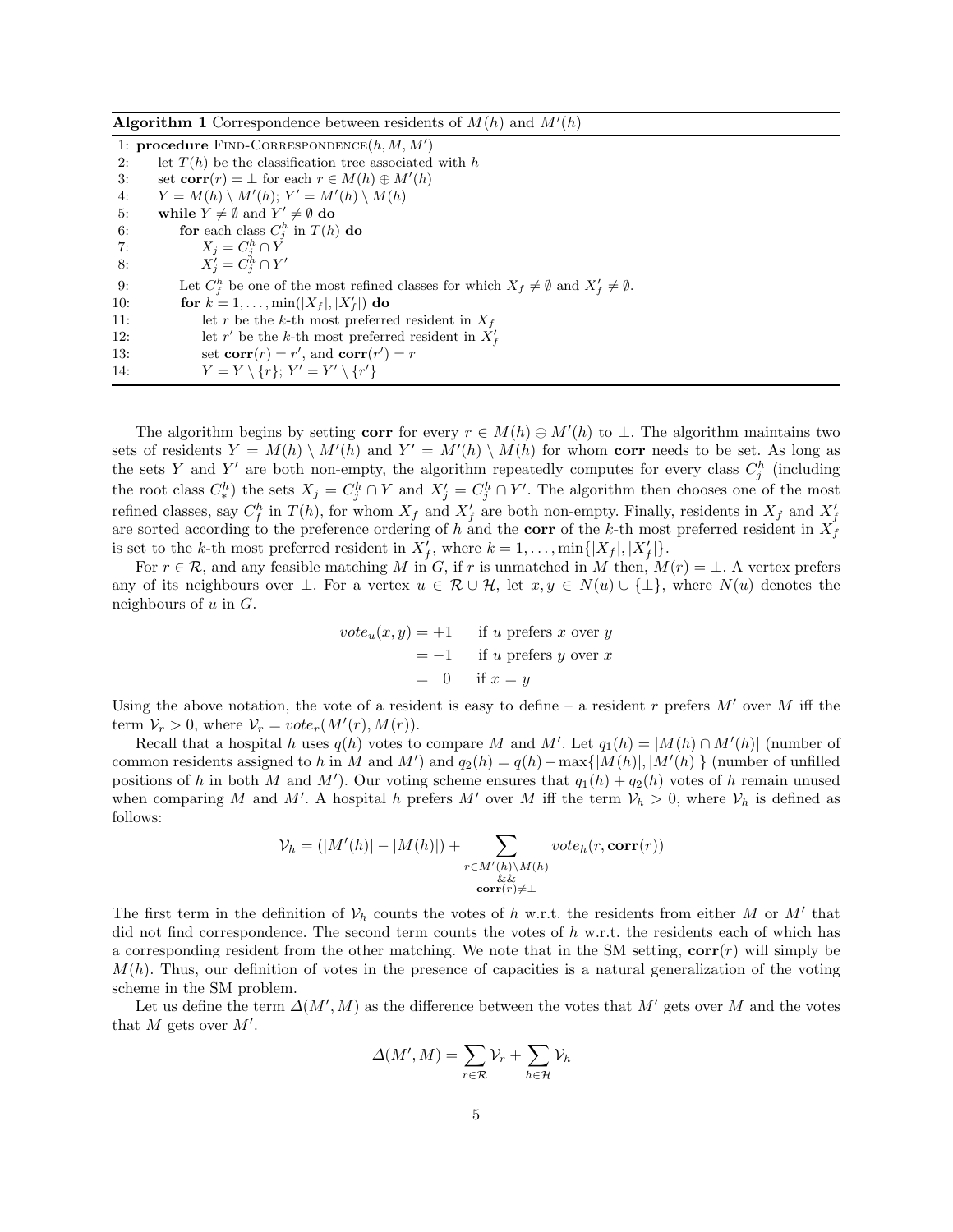**Algorithm 1** Correspondence between residents of $M(h)$ and $M'(h)$

```
1:  procedure FIND-CORRESPONDENCE(h, M, M')
2:      let T(h) be the classification tree associated with h
3:      set corr(r) = ⊥ for each r ∈ M(h) ⊕ M'(h)
4:      Y = M(h) \ M'(h); Y' = M'(h) \ M(h)
5:      while Y ≠ ∅ and Y' ≠ ∅ do
6:          for each class C_j^h in T(h) do
7:              X_j = C_j^h ∩ Y
8:              X'_j = C_j^h ∩ Y'
9:          Let C_f^h be one of the most refined classes for which X_f ≠ ∅ and X'_f ≠ ∅.
10:         for k = 1, ..., min(|X_f|, |X'_f|) do
11:             let r be the k-th most preferred resident in X_f
12:             let r' be the k-th most preferred resident in X'_f
13:             set corr(r) = r', and corr(r') = r
14:             Y = Y \ {r}; Y' = Y' \ {r'}
```

The algorithm begins by setting **corr** for every $r \in M(h) \oplus M'(h)$ to $\perp$. The algorithm maintains two sets of residents $Y = M(h) \setminus M'(h)$ and $Y' = M'(h) \setminus M(h)$ for whom **corr** needs to be set. As long as the sets $Y$ and $Y'$ are both non-empty, the algorithm repeatedly computes for every class $C_j^h$ (including the root class $C_*^h$) the sets $X_j = C_j^h \cap Y$ and $X'_j = C_j^h \cap Y'$. The algorithm then chooses one of the most refined classes, say $C_f^h$ in $T(h)$, for whom $X_f$ and $X'_f$ are both non-empty. Finally, residents in $X_f$ and $X'_f$ are sorted according to the preference ordering of $h$ and the **corr** of the $k$-th most preferred resident in $X_f$ is set to the $k$-th most preferred resident in $X'_f$, where $k = 1, \ldots, \min\{|X_f|, |X'_f|\}$.

For $r \in \mathcal{R}$, and any feasible matching $M$ in $G$, if $r$ is unmatched in $M$ then, $M(r) = \perp$. A vertex prefers any of its neighbours over $\perp$. For a vertex $u \in \mathcal{R} \cup \mathcal{H}$, let $x, y \in N(u) \cup \{\perp\}$, where $N(u)$ denotes the neighbours of $u$ in $G$.

$$
\begin{aligned}
vote_u(x, y) &= +1 \quad \text{if } u \text{ prefers } x \text{ over } y \\
&= -1 \quad \text{if } u \text{ prefers } y \text{ over } x \\
&= \ \ 0 \quad \ \text{if } x = y
\end{aligned}
$$

Using the above notation, the vote of a resident is easy to define – a resident $r$ prefers $M'$ over $M$ iff the term $\mathcal{V}_r > 0$, where $\mathcal{V}_r = vote_r(M'(r), M(r))$.

Recall that a hospital $h$ uses $q(h)$ votes to compare $M$ and $M'$. Let $q_1(h) = |M(h) \cap M'(h)|$ (number of common residents assigned to $h$ in $M$ and $M'$) and $q_2(h) = q(h) - \max\{|M(h)|, |M'(h)|\}$ (number of unfilled positions of $h$ in both $M$ and $M'$). Our voting scheme ensures that $q_1(h) + q_2(h)$ votes of $h$ remain unused when comparing $M$ and $M'$. A hospital $h$ prefers $M'$ over $M$ iff the term $\mathcal{V}_h > 0$, where $\mathcal{V}_h$ is defined as follows:

$$
\mathcal{V}_h = (|M'(h)| - |M(h)|) + \sum_{\substack{r \in M'(h) \setminus M(h) \\ \&\& \\ \mathbf{corr}(r) \neq \perp}} vote_h(r, \mathbf{corr}(r))
$$

The first term in the definition of $\mathcal{V}_h$ counts the votes of $h$ w.r.t. the residents from either $M$ or $M'$ that did not find correspondence. The second term counts the votes of $h$ w.r.t. the residents each of which has a corresponding resident from the other matching. We note that in the SM setting, $\mathbf{corr}(r)$ will simply be $M(h)$. Thus, our definition of votes in the presence of capacities is a natural generalization of the voting scheme in the SM problem.

Let us define the term $\Delta(M', M)$ as the difference between the votes that $M'$ gets over $M$ and the votes that $M$ gets over $M'$.

$$
\Delta(M', M) = \sum_{r \in \mathcal{R}} \mathcal{V}_r + \sum_{h \in \mathcal{H}} \mathcal{V}_h
$$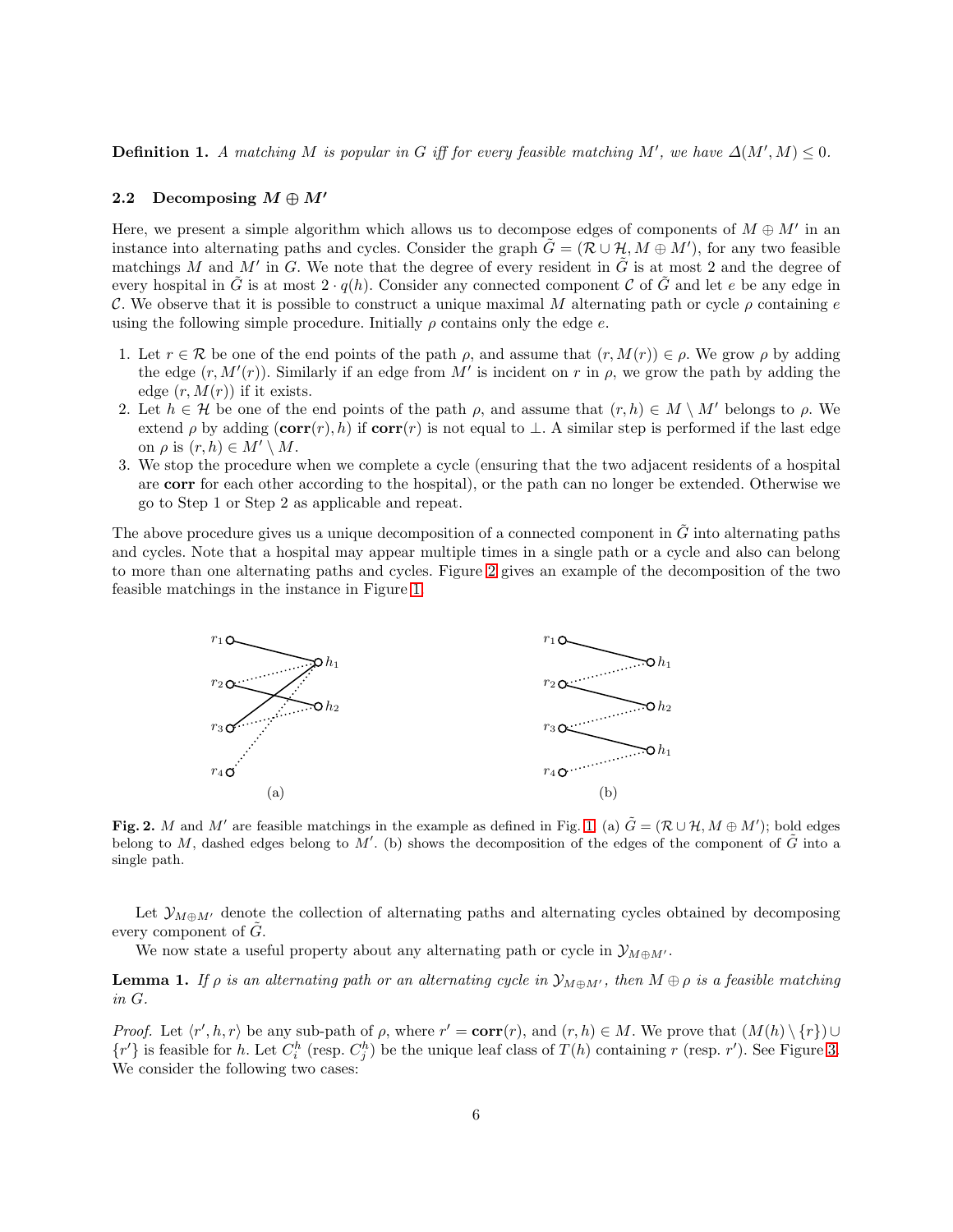**Definition 1.** *A matching $M$ is popular in $G$ iff for every feasible matching $M'$, we have $\Delta(M', M) \leq 0$.*

### 2.2 Decomposing $M \oplus M'$

Here, we present a simple algorithm which allows us to decompose edges of components of $M \oplus M'$ in an instance into alternating paths and cycles. Consider the graph $\tilde{G} = (\mathcal{R} \cup \mathcal{H}, M \oplus M')$, for any two feasible matchings $M$ and $M'$ in $G$. We note that the degree of every resident in $\tilde{G}$ is at most 2 and the degree of every hospital in $\tilde{G}$ is at most $2 \cdot q(h)$. Consider any connected component $\mathcal{C}$ of $\tilde{G}$ and let $e$ be any edge in $\mathcal{C}$. We observe that it is possible to construct a unique maximal $M$ alternating path or cycle $\rho$ containing $e$ using the following simple procedure. Initially $\rho$ contains only the edge $e$.

1. Let $r \in \mathcal{R}$ be one of the end points of the path $\rho$, and assume that $(r, M(r)) \in \rho$. We grow $\rho$ by adding the edge $(r, M'(r))$. Similarly if an edge from $M'$ is incident on $r$ in $\rho$, we grow the path by adding the edge $(r, M(r))$ if it exists.
2. Let $h \in \mathcal{H}$ be one of the end points of the path $\rho$, and assume that $(r, h) \in M \setminus M'$ belongs to $\rho$. We extend $\rho$ by adding $(\textbf{corr}(r), h)$ if $\textbf{corr}(r)$ is not equal to $\perp$. A similar step is performed if the last edge on $\rho$ is $(r, h) \in M' \setminus M$.
3. We stop the procedure when we complete a cycle (ensuring that the two adjacent residents of a hospital are **corr** for each other according to the hospital), or the path can no longer be extended. Otherwise we go to Step 1 or Step 2 as applicable and repeat.

The above procedure gives us a unique decomposition of a connected component in $\tilde{G}$ into alternating paths and cycles. Note that a hospital may appear multiple times in a single path or a cycle and also can belong to more than one alternating paths and cycles. Figure 2 gives an example of the decomposition of the two feasible matchings in the instance in Figure 1.

**Fig. 2.** $M$ and $M'$ are feasible matchings in the example as defined in Fig. 1. (a) $\tilde{G} = (\mathcal{R} \cup \mathcal{H}, M \oplus M')$; bold edges belong to $M$, dashed edges belong to $M'$. (b) shows the decomposition of the edges of the component of $\tilde{G}$ into a single path.

Let $\mathcal{Y}_{M \oplus M'}$ denote the collection of alternating paths and alternating cycles obtained by decomposing every component of $\tilde{G}$.

We now state a useful property about any alternating path or cycle in $\mathcal{Y}_{M \oplus M'}$.

**Lemma 1.** *If $\rho$ is an alternating path or an alternating cycle in $\mathcal{Y}_{M \oplus M'}$, then $M \oplus \rho$ is a feasible matching in $G$.*

*Proof.* Let $\langle r', h, r \rangle$ be any sub-path of $\rho$, where $r' = \textbf{corr}(r)$, and $(r, h) \in M$. We prove that $(M(h) \setminus \{r\}) \cup \{r'\}$ is feasible for $h$. Let $C_i^h$ (resp. $C_j^h$) be the unique leaf class of $T(h)$ containing $r$ (resp. $r'$). See Figure 3. We consider the following two cases: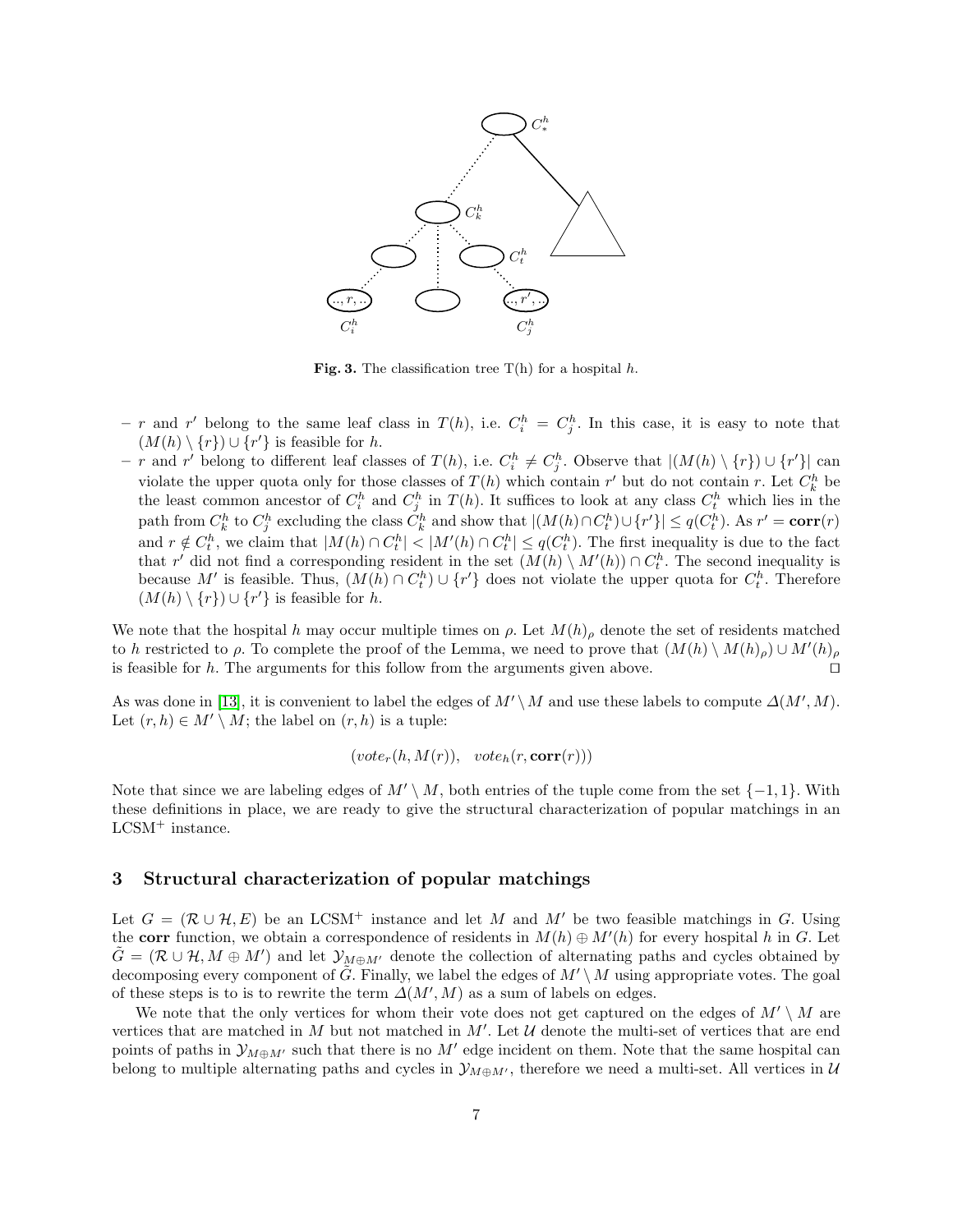**Fig. 3.** The classification tree T(h) for a hospital $h$.

- $r$ and $r'$ belong to the same leaf class in $T(h)$, i.e. $C_i^h = C_j^h$. In this case, it is easy to note that $(M(h) \setminus \{r\}) \cup \{r'\}$ is feasible for $h$.
- $r$ and $r'$ belong to different leaf classes of $T(h)$, i.e. $C_i^h \neq C_j^h$. Observe that $|(M(h) \setminus \{r\}) \cup \{r'\}|$ can violate the upper quota only for those classes of $T(h)$ which contain $r'$ but do not contain $r$. Let $C_k^h$ be the least common ancestor of $C_i^h$ and $C_j^h$ in $T(h)$. It suffices to look at any class $C_t^h$ which lies in the path from $C_k^h$ to $C_j^h$ excluding the class $C_k^h$ and show that $|(M(h) \cap C_t^h) \cup \{r'\}| \leq q(C_t^h)$. As $r' = \mathbf{corr}(r)$ and $r \notin C_t^h$, we claim that $|M(h) \cap C_t^h| < |M'(h) \cap C_t^h| \leq q(C_t^h)$. The first inequality is due to the fact that $r'$ did not find a corresponding resident in the set $(M(h) \setminus M'(h)) \cap C_t^h$. The second inequality is because $M'$ is feasible. Thus, $(M(h) \cap C_t^h) \cup \{r'\}$ does not violate the upper quota for $C_t^h$. Therefore $(M(h) \setminus \{r\}) \cup \{r'\}$ is feasible for $h$.

We note that the hospital $h$ may occur multiple times on $\rho$. Let $M(h)_\rho$ denote the set of residents matched to $h$ restricted to $\rho$. To complete the proof of the Lemma, we need to prove that $(M(h) \setminus M(h)_\rho) \cup M'(h)_\rho$ is feasible for $h$. The arguments for this follow from the arguments given above. ⊓⊔

As was done in [13], it is convenient to label the edges of $M' \setminus M$ and use these labels to compute $\Delta(M', M)$. Let $(r, h) \in M' \setminus M$; the label on $(r, h)$ is a tuple:

$$(vote_r(h, M(r)), \quad vote_h(r, \mathbf{corr}(r)))$$

Note that since we are labeling edges of $M' \setminus M$, both entries of the tuple come from the set $\{-1, 1\}$. With these definitions in place, we are ready to give the structural characterization of popular matchings in an LCSM$^+$ instance.

## 3 Structural characterization of popular matchings

Let $G = (\mathcal{R} \cup \mathcal{H}, E)$ be an LCSM$^+$ instance and let $M$ and $M'$ be two feasible matchings in $G$. Using the **corr** function, we obtain a correspondence of residents in $M(h) \oplus M'(h)$ for every hospital $h$ in $G$. Let $\tilde{G} = (\mathcal{R} \cup \mathcal{H}, M \oplus M')$ and let $\mathcal{Y}_{M \oplus M'}$ denote the collection of alternating paths and cycles obtained by decomposing every component of $\tilde{G}$. Finally, we label the edges of $M' \setminus M$ using appropriate votes. The goal of these steps is to is to rewrite the term $\Delta(M', M)$ as a sum of labels on edges.

We note that the only vertices for whom their vote does not get captured on the edges of $M' \setminus M$ are vertices that are matched in $M$ but not matched in $M'$. Let $\mathcal{U}$ denote the multi-set of vertices that are end points of paths in $\mathcal{Y}_{M \oplus M'}$ such that there is no $M'$ edge incident on them. Note that the same hospital can belong to multiple alternating paths and cycles in $\mathcal{Y}_{M \oplus M'}$, therefore we need a multi-set. All vertices in $\mathcal{U}$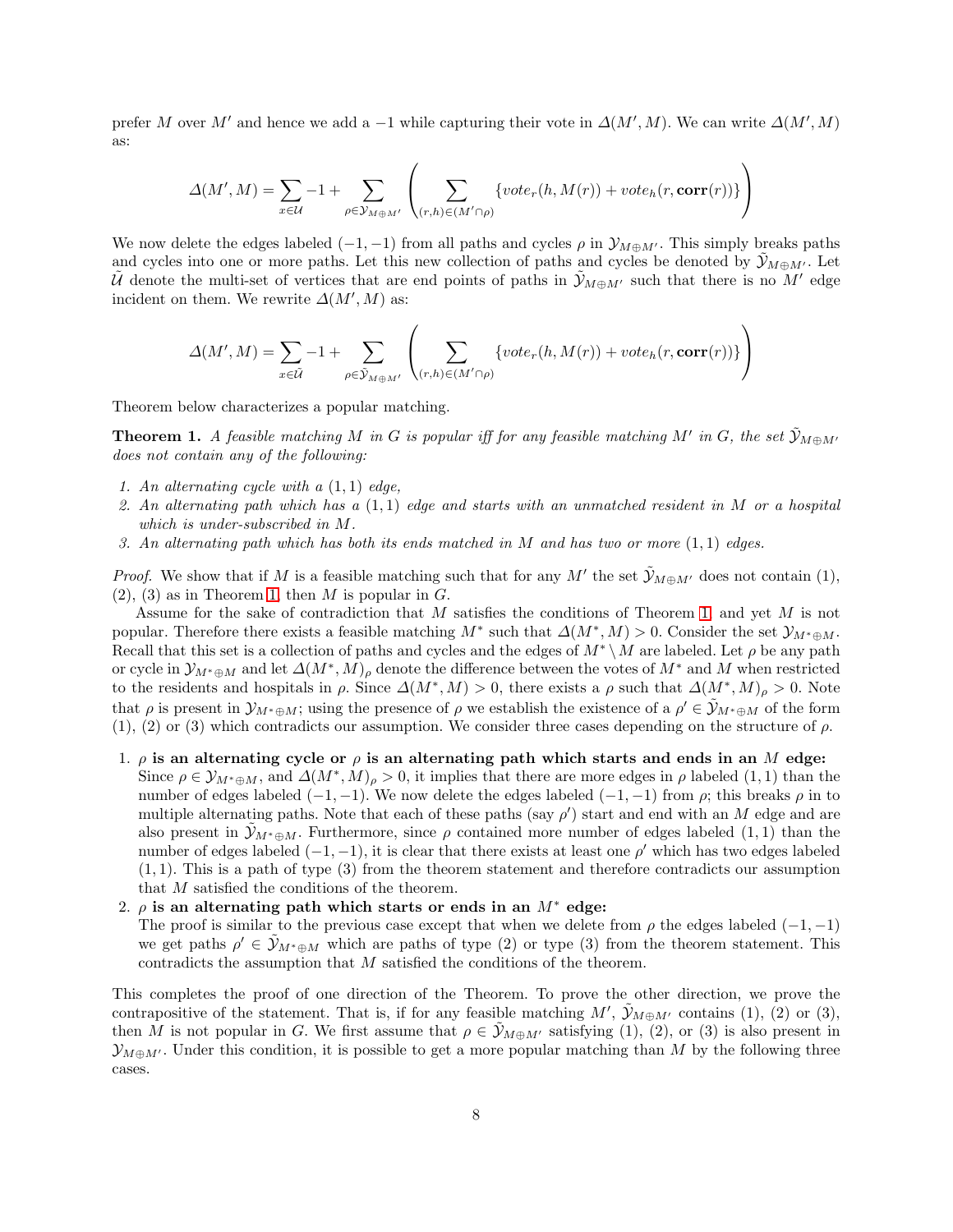prefer $M$ over $M'$ and hence we add a $-1$ while capturing their vote in $\Delta(M', M)$. We can write $\Delta(M', M)$ as:

$$\Delta(M', M) = \sum_{x \in \mathcal{U}} -1 + \sum_{\rho \in \mathcal{Y}_{M \oplus M'}} \left( \sum_{(r,h) \in (M' \cap \rho)} \{vote_r(h, M(r)) + vote_h(r, \mathbf{corr}(r))\} \right)$$

We now delete the edges labeled $(-1, -1)$ from all paths and cycles $\rho$ in $\mathcal{Y}_{M \oplus M'}$. This simply breaks paths and cycles into one or more paths. Let this new collection of paths and cycles be denoted by $\tilde{\mathcal{Y}}_{M \oplus M'}$. Let $\tilde{\mathcal{U}}$ denote the multi-set of vertices that are end points of paths in $\tilde{\mathcal{Y}}_{M \oplus M'}$ such that there is no $M'$ edge incident on them. We rewrite $\Delta(M', M)$ as:

$$\Delta(M', M) = \sum_{x \in \tilde{\mathcal{U}}} -1 + \sum_{\rho \in \tilde{\mathcal{Y}}_{M \oplus M'}} \left( \sum_{(r,h) \in (M' \cap \rho)} \{vote_r(h, M(r)) + vote_h(r, \mathbf{corr}(r))\} \right)$$

Theorem below characterizes a popular matching.

**Theorem 1.** *A feasible matching $M$ in $G$ is popular iff for any feasible matching $M'$ in $G$, the set $\tilde{\mathcal{Y}}_{M \oplus M'}$ does not contain any of the following:*

1. *An alternating cycle with a $(1, 1)$ edge,*
2. *An alternating path which has a $(1, 1)$ edge and starts with an unmatched resident in $M$ or a hospital which is under-subscribed in $M$.*
3. *An alternating path which has both its ends matched in $M$ and has two or more $(1, 1)$ edges.*

*Proof.* We show that if $M$ is a feasible matching such that for any $M'$ the set $\tilde{\mathcal{Y}}_{M \oplus M'}$ does not contain (1), (2), (3) as in Theorem 1, then $M$ is popular in $G$.

Assume for the sake of contradiction that $M$ satisfies the conditions of Theorem 1 and yet $M$ is not popular. Therefore there exists a feasible matching $M^*$ such that $\Delta(M^*, M) > 0$. Consider the set $\mathcal{Y}_{M^* \oplus M}$. Recall that this set is a collection of paths and cycles and the edges of $M^* \setminus M$ are labeled. Let $\rho$ be any path or cycle in $\mathcal{Y}_{M^* \oplus M}$ and let $\Delta(M^*, M)_\rho$ denote the difference between the votes of $M^*$ and $M$ when restricted to the residents and hospitals in $\rho$. Since $\Delta(M^*, M) > 0$, there exists a $\rho$ such that $\Delta(M^*, M)_\rho > 0$. Note that $\rho$ is present in $\mathcal{Y}_{M^* \oplus M}$; using the presence of $\rho$ we establish the existence of a $\rho' \in \tilde{\mathcal{Y}}_{M^* \oplus M}$ of the form (1), (2) or (3) which contradicts our assumption. We consider three cases depending on the structure of $\rho$.

1. **$\rho$ is an alternating cycle or $\rho$ is an alternating path which starts and ends in an $M$ edge:** Since $\rho \in \mathcal{Y}_{M^* \oplus M}$, and $\Delta(M^*, M)_\rho > 0$, it implies that there are more edges in $\rho$ labeled $(1, 1)$ than the number of edges labeled $(-1, -1)$. We now delete the edges labeled $(-1, -1)$ from $\rho$; this breaks $\rho$ in to multiple alternating paths. Note that each of these paths (say $\rho'$) start and end with an $M$ edge and are also present in $\tilde{\mathcal{Y}}_{M^* \oplus M}$. Furthermore, since $\rho$ contained more number of edges labeled $(1, 1)$ than the number of edges labeled $(-1, -1)$, it is clear that there exists at least one $\rho'$ which has two edges labeled $(1, 1)$. This is a path of type (3) from the theorem statement and therefore contradicts our assumption that $M$ satisfied the conditions of the theorem.
2. **$\rho$ is an alternating path which starts or ends in an $M^*$ edge:** The proof is similar to the previous case except that when we delete from $\rho$ the edges labeled $(-1, -1)$ we get paths $\rho' \in \tilde{\mathcal{Y}}_{M^* \oplus M}$ which are paths of type (2) or type (3) from the theorem statement. This contradicts the assumption that $M$ satisfied the conditions of the theorem.

This completes the proof of one direction of the Theorem. To prove the other direction, we prove the contrapositive of the statement. That is, if for any feasible matching $M'$, $\tilde{\mathcal{Y}}_{M \oplus M'}$ contains (1), (2) or (3), then $M$ is not popular in $G$. We first assume that $\rho \in \tilde{\mathcal{Y}}_{M \oplus M'}$ satisfying (1), (2), or (3) is also present in $\mathcal{Y}_{M \oplus M'}$. Under this condition, it is possible to get a more popular matching than $M$ by the following three cases.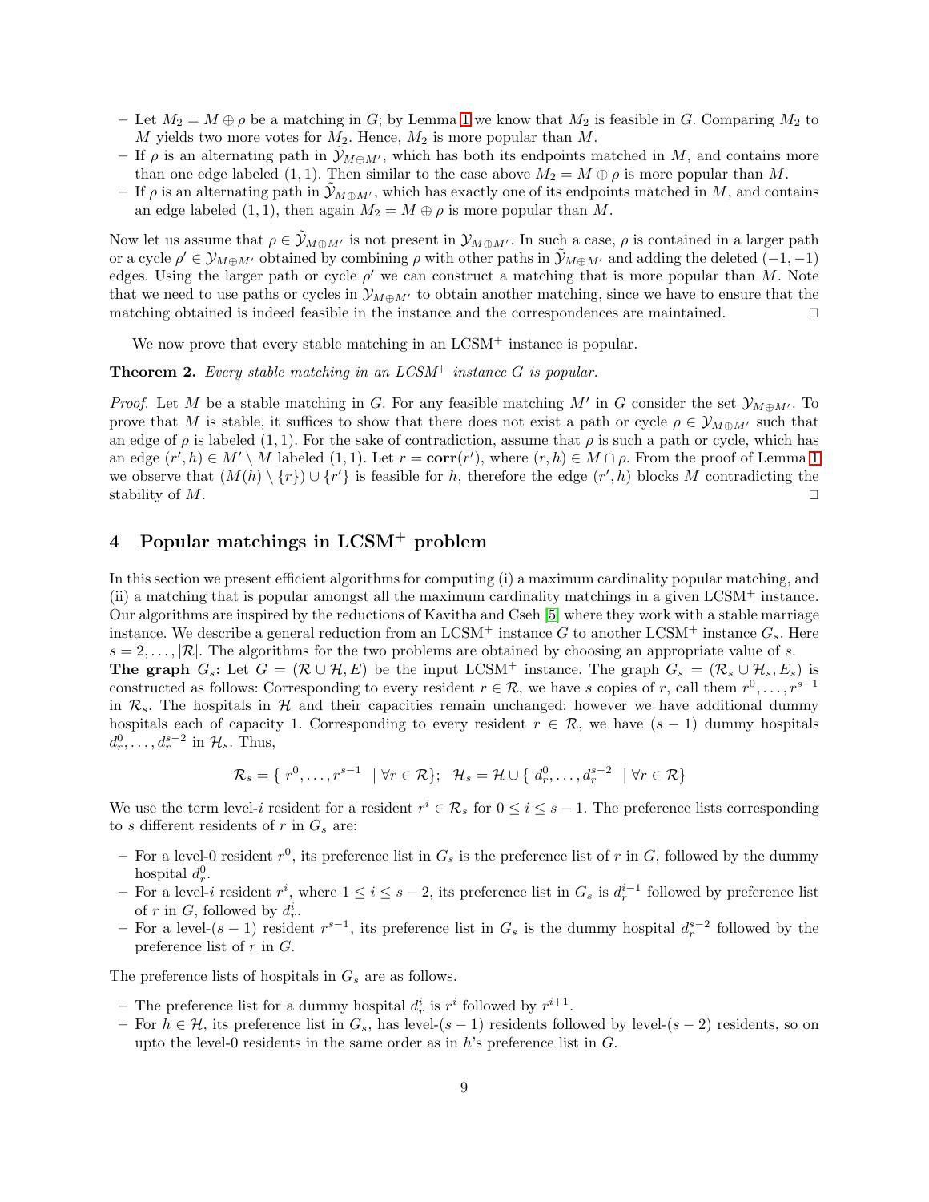– Let $M_2 = M \oplus \rho$ be a matching in $G$; by Lemma 1 we know that $M_2$ is feasible in $G$. Comparing $M_2$ to $M$ yields two more votes for $M_2$. Hence, $M_2$ is more popular than $M$.
– If $\rho$ is an alternating path in $\tilde{\mathcal{Y}}_{M\oplus M'}$, which has both its endpoints matched in $M$, and contains more than one edge labeled $(1,1)$. Then similar to the case above $M_2 = M \oplus \rho$ is more popular than $M$.
– If $\rho$ is an alternating path in $\tilde{\mathcal{Y}}_{M\oplus M'}$, which has exactly one of its endpoints matched in $M$, and contains an edge labeled $(1,1)$, then again $M_2 = M \oplus \rho$ is more popular than $M$.

Now let us assume that $\rho \in \tilde{\mathcal{Y}}_{M\oplus M'}$ is not present in $\mathcal{Y}_{M\oplus M'}$. In such a case, $\rho$ is contained in a larger path or a cycle $\rho' \in \mathcal{Y}_{M\oplus M'}$ obtained by combining $\rho$ with other paths in $\tilde{\mathcal{Y}}_{M\oplus M'}$ and adding the deleted $(-1,-1)$ edges. Using the larger path or cycle $\rho'$ we can construct a matching that is more popular than $M$. Note that we need to use paths or cycles in $\mathcal{Y}_{M\oplus M'}$ to obtain another matching, since we have to ensure that the matching obtained is indeed feasible in the instance and the correspondences are maintained. ◻

We now prove that every stable matching in an LCSM$^+$ instance is popular.

**Theorem 2.** *Every stable matching in an LCSM$^+$ instance $G$ is popular.*

*Proof.* Let $M$ be a stable matching in $G$. For any feasible matching $M'$ in $G$ consider the set $\mathcal{Y}_{M\oplus M'}$. To prove that $M$ is stable, it suffices to show that there does not exist a path or cycle $\rho \in \mathcal{Y}_{M\oplus M'}$ such that an edge of $\rho$ is labeled $(1,1)$. For the sake of contradiction, assume that $\rho$ is such a path or cycle, which has an edge $(r',h) \in M' \setminus M$ labeled $(1,1)$. Let $r = \mathbf{corr}(r')$, where $(r,h) \in M \cap \rho$. From the proof of Lemma 1 we observe that $(M(h) \setminus \{r\}) \cup \{r'\}$ is feasible for $h$, therefore the edge $(r',h)$ blocks $M$ contradicting the stability of $M$. ◻

## 4 Popular matchings in LCSM$^+$ problem

In this section we present efficient algorithms for computing (i) a maximum cardinality popular matching, and (ii) a matching that is popular amongst all the maximum cardinality matchings in a given LCSM$^+$ instance. Our algorithms are inspired by the reductions of Kavitha and Cseh [5] where they work with a stable marriage instance. We describe a general reduction from an LCSM$^+$ instance $G$ to another LCSM$^+$ instance $G_s$. Here $s = 2, \ldots, |\mathcal{R}|$. The algorithms for the two problems are obtained by choosing an appropriate value of $s$.

**The graph $G_s$:** Let $G = (\mathcal{R} \cup \mathcal{H}, E)$ be the input LCSM$^+$ instance. The graph $G_s = (\mathcal{R}_s \cup \mathcal{H}_s, E_s)$ is constructed as follows: Corresponding to every resident $r \in \mathcal{R}$, we have $s$ copies of $r$, call them $r^0, \ldots, r^{s-1}$ in $\mathcal{R}_s$. The hospitals in $\mathcal{H}$ and their capacities remain unchanged; however we have additional dummy hospitals each of capacity 1. Corresponding to every resident $r \in \mathcal{R}$, we have $(s-1)$ dummy hospitals $d_r^0, \ldots, d_r^{s-2}$ in $\mathcal{H}_s$. Thus,

$$\mathcal{R}_s = \{\ r^0, \ldots, r^{s-1} \ \mid \forall r \in \mathcal{R}\};\ \ \mathcal{H}_s = \mathcal{H} \cup \{\ d_r^0, \ldots, d_r^{s-2} \ \mid \forall r \in \mathcal{R}\}$$

We use the term level-$i$ resident for a resident $r^i \in \mathcal{R}_s$ for $0 \le i \le s-1$. The preference lists corresponding to $s$ different residents of $r$ in $G_s$ are:

– For a level-0 resident $r^0$, its preference list in $G_s$ is the preference list of $r$ in $G$, followed by the dummy hospital $d_r^0$.
– For a level-$i$ resident $r^i$, where $1 \le i \le s-2$, its preference list in $G_s$ is $d_r^{i-1}$ followed by preference list of $r$ in $G$, followed by $d_r^i$.
– For a level-$(s-1)$ resident $r^{s-1}$, its preference list in $G_s$ is the dummy hospital $d_r^{s-2}$ followed by the preference list of $r$ in $G$.

The preference lists of hospitals in $G_s$ are as follows.

– The preference list for a dummy hospital $d_r^i$ is $r^i$ followed by $r^{i+1}$.
– For $h \in \mathcal{H}$, its preference list in $G_s$, has level-$(s-1)$ residents followed by level-$(s-2)$ residents, so on upto the level-0 residents in the same order as in $h$'s preference list in $G$.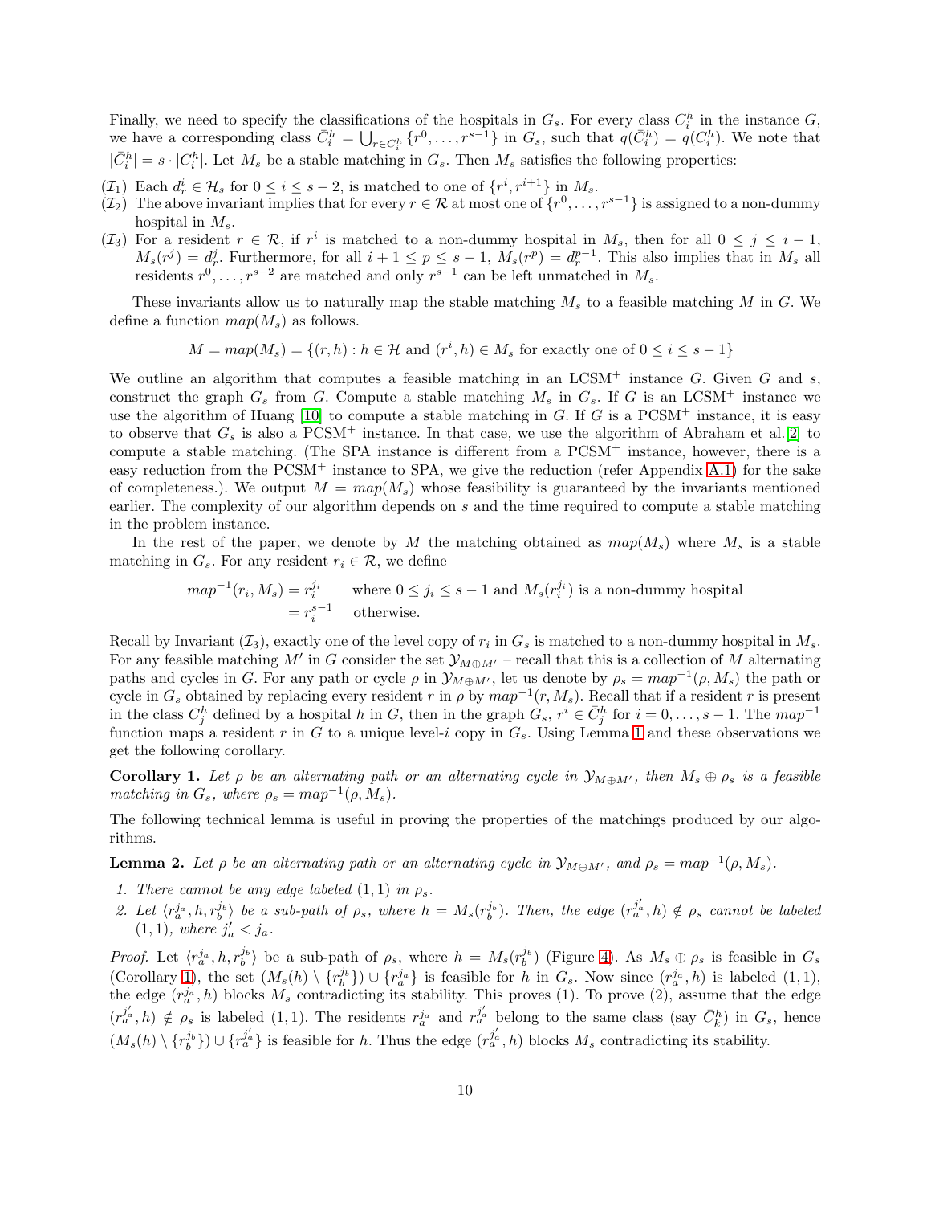Finally, we need to specify the classifications of the hospitals in $G_s$. For every class $C_i^h$ in the instance $G$, we have a corresponding class $\bar{C}_i^h = \bigcup_{r \in C_i^h} \{r^0, \ldots, r^{s-1}\}$ in $G_s$, such that $q(\bar{C}_i^h) = q(C_i^h)$. We note that $|\bar{C}_i^h| = s \cdot |C_i^h|$. Let $M_s$ be a stable matching in $G_s$. Then $M_s$ satisfies the following properties:

- ($\mathcal{I}_1$) Each $d_r^i \in \mathcal{H}_s$ for $0 \le i \le s-2$, is matched to one of $\{r^i, r^{i+1}\}$ in $M_s$.
- ($\mathcal{I}_2$) The above invariant implies that for every $r \in \mathcal{R}$ at most one of $\{r^0, \ldots, r^{s-1}\}$ is assigned to a non-dummy hospital in $M_s$.
- ($\mathcal{I}_3$) For a resident $r \in \mathcal{R}$, if $r^i$ is matched to a non-dummy hospital in $M_s$, then for all $0 \le j \le i-1$, $M_s(r^j) = d_r^j$. Furthermore, for all $i+1 \le p \le s-1$, $M_s(r^p) = d_r^{p-1}$. This also implies that in $M_s$ all residents $r^0, \ldots, r^{s-2}$ are matched and only $r^{s-1}$ can be left unmatched in $M_s$.

These invariants allow us to naturally map the stable matching $M_s$ to a feasible matching $M$ in $G$. We define a function $map(M_s)$ as follows.

$$M = map(M_s) = \{(r, h) : h \in \mathcal{H} \text{ and } (r^i, h) \in M_s \text{ for exactly one of } 0 \le i \le s-1\}$$

We outline an algorithm that computes a feasible matching in an LCSM$^+$ instance $G$. Given $G$ and $s$, construct the graph $G_s$ from $G$. Compute a stable matching $M_s$ in $G_s$. If $G$ is an LCSM$^+$ instance we use the algorithm of Huang [10] to compute a stable matching in $G$. If $G$ is a PCSM$^+$ instance, it is easy to observe that $G_s$ is also a PCSM$^+$ instance. In that case, we use the algorithm of Abraham et al.[2] to compute a stable matching. (The SPA instance is different from a PCSM$^+$ instance, however, there is a easy reduction from the PCSM$^+$ instance to SPA, we give the reduction (refer Appendix A.1) for the sake of completeness.). We output $M = map(M_s)$ whose feasibility is guaranteed by the invariants mentioned earlier. The complexity of our algorithm depends on $s$ and the time required to compute a stable matching in the problem instance.

In the rest of the paper, we denote by $M$ the matching obtained as $map(M_s)$ where $M_s$ is a stable matching in $G_s$. For any resident $r_i \in \mathcal{R}$, we define

$$\begin{aligned} map^{-1}(r_i, M_s) &= r_i^{j_i} \quad \text{where } 0 \le j_i \le s-1 \text{ and } M_s(r_i^{j_i}) \text{ is a non-dummy hospital} \\ &= r_i^{s-1} \quad \text{otherwise.} \end{aligned}$$

Recall by Invariant ($\mathcal{I}_3$), exactly one of the level copy of $r_i$ in $G_s$ is matched to a non-dummy hospital in $M_s$. For any feasible matching $M'$ in $G$ consider the set $\mathcal{Y}_{M \oplus M'}$ – recall that this is a collection of $M$ alternating paths and cycles in $G$. For any path or cycle $\rho$ in $\mathcal{Y}_{M \oplus M'}$, let us denote by $\rho_s = map^{-1}(\rho, M_s)$ the path or cycle in $G_s$ obtained by replacing every resident $r$ in $\rho$ by $map^{-1}(r, M_s)$. Recall that if a resident $r$ is present in the class $C_j^h$ defined by a hospital $h$ in $G$, then in the graph $G_s$, $r^i \in \bar{C}_j^h$ for $i = 0, \ldots, s-1$. The $map^{-1}$ function maps a resident $r$ in $G$ to a unique level-$i$ copy in $G_s$. Using Lemma 1 and these observations we get the following corollary.

**Corollary 1.** *Let $\rho$ be an alternating path or an alternating cycle in $\mathcal{Y}_{M \oplus M'}$, then $M_s \oplus \rho_s$ is a feasible matching in $G_s$, where $\rho_s = map^{-1}(\rho, M_s)$.*

The following technical lemma is useful in proving the properties of the matchings produced by our algorithms.

**Lemma 2.** *Let $\rho$ be an alternating path or an alternating cycle in $\mathcal{Y}_{M \oplus M'}$, and $\rho_s = map^{-1}(\rho, M_s)$.*

1. *There cannot be any edge labeled $(1, 1)$ in $\rho_s$.*
2. *Let $\langle r_a^{j_a}, h, r_b^{j_b} \rangle$ be a sub-path of $\rho_s$, where $h = M_s(r_b^{j_b})$. Then, the edge $(r_a^{j'_a}, h) \notin \rho_s$ cannot be labeled $(1, 1)$, where $j'_a < j_a$.*

*Proof.* Let $\langle r_a^{j_a}, h, r_b^{j_b} \rangle$ be a sub-path of $\rho_s$, where $h = M_s(r_b^{j_b})$ (Figure 4). As $M_s \oplus \rho_s$ is feasible in $G_s$ (Corollary 1), the set $(M_s(h) \setminus \{r_b^{j_b}\}) \cup \{r_a^{j_a}\}$ is feasible for $h$ in $G_s$. Now since $(r_a^{j_a}, h)$ is labeled $(1, 1)$, the edge $(r_a^{j_a}, h)$ blocks $M_s$ contradicting its stability. This proves (1). To prove (2), assume that the edge $(r_a^{j'_a}, h) \notin \rho_s$ is labeled $(1, 1)$. The residents $r_a^{j_a}$ and $r_a^{j'_a}$ belong to the same class (say $\bar{C}_k^h$) in $G_s$, hence $(M_s(h) \setminus \{r_b^{j_b}\}) \cup \{r_a^{j'_a}\}$ is feasible for $h$. Thus the edge $(r_a^{j'_a}, h)$ blocks $M_s$ contradicting its stability.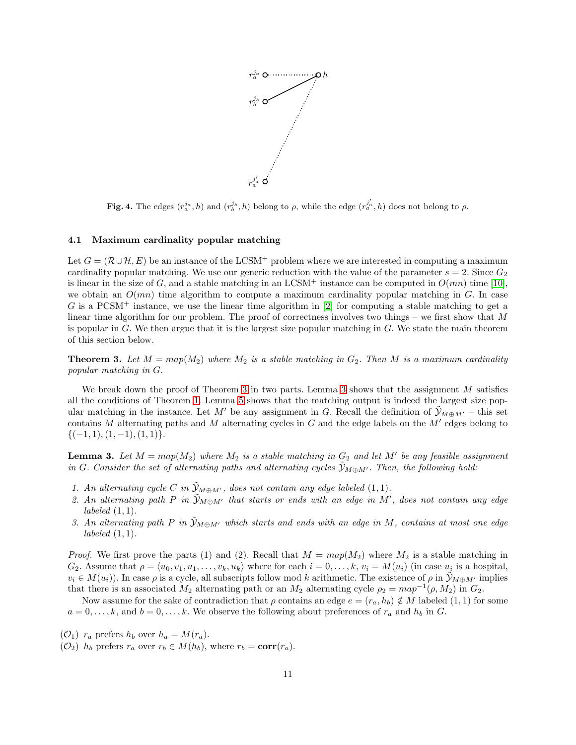**Fig. 4.** The edges $(r_a^{j_a}, h)$ and $(r_b^{j_b}, h)$ belong to $\rho$, while the edge $(r_a^{j'_a}, h)$ does not belong to $\rho$.

### 4.1 Maximum cardinality popular matching

Let $G = (\mathcal{R} \cup \mathcal{H}, E)$ be an instance of the LCSM$^+$ problem where we are interested in computing a maximum cardinality popular matching. We use our generic reduction with the value of the parameter $s = 2$. Since $G_2$ is linear in the size of $G$, and a stable matching in an LCSM$^+$ instance can be computed in $O(mn)$ time [10], we obtain an $O(mn)$ time algorithm to compute a maximum cardinality popular matching in $G$. In case $G$ is a PCSM$^+$ instance, we use the linear time algorithm in [2] for computing a stable matching to get a linear time algorithm for our problem. The proof of correctness involves two things – we first show that $M$ is popular in $G$. We then argue that it is the largest size popular matching in $G$. We state the main theorem of this section below.

**Theorem 3.** *Let $M = map(M_2)$ where $M_2$ is a stable matching in $G_2$. Then $M$ is a maximum cardinality popular matching in $G$.*

We break down the proof of Theorem 3 in two parts. Lemma 3 shows that the assignment $M$ satisfies all the conditions of Theorem 1. Lemma 5 shows that the matching output is indeed the largest size popular matching in the instance. Let $M'$ be any assignment in $G$. Recall the definition of $\tilde{\mathcal{Y}}_{M \oplus M'}$ – this set contains $M$ alternating paths and $M$ alternating cycles in $G$ and the edge labels on the $M'$ edges belong to $\{(-1, 1), (1, -1), (1, 1)\}$.

**Lemma 3.** *Let $M = map(M_2)$ where $M_2$ is a stable matching in $G_2$ and let $M'$ be any feasible assignment in $G$. Consider the set of alternating paths and alternating cycles $\tilde{\mathcal{Y}}_{M \oplus M'}$. Then, the following hold:*

1. *An alternating cycle $C$ in $\tilde{\mathcal{Y}}_{M \oplus M'}$, does not contain any edge labeled $(1, 1)$.*
2. *An alternating path $P$ in $\tilde{\mathcal{Y}}_{M \oplus M'}$ that starts or ends with an edge in $M'$, does not contain any edge labeled $(1, 1)$.*
3. *An alternating path $P$ in $\tilde{\mathcal{Y}}_{M \oplus M'}$ which starts and ends with an edge in $M$, contains at most one edge labeled $(1, 1)$.*

*Proof.* We first prove the parts (1) and (2). Recall that $M = map(M_2)$ where $M_2$ is a stable matching in $G_2$. Assume that $\rho = \langle u_0, v_1, u_1, \ldots, v_k, u_k \rangle$ where for each $i = 0, \ldots, k$, $v_i = M(u_i)$ (in case $u_i$ is a hospital, $v_i \in M(u_i)$). In case $\rho$ is a cycle, all subscripts follow mod $k$ arithmetic. The existence of $\rho$ in $\tilde{\mathcal{Y}}_{M \oplus M'}$ implies that there is an associated $M_2$ alternating path or an $M_2$ alternating cycle $\rho_2 = map^{-1}(\rho, M_2)$ in $G_2$.

Now assume for the sake of contradiction that $\rho$ contains an edge $e = (r_a, h_b) \notin M$ labeled $(1, 1)$ for some $a = 0, \ldots, k$, and $b = 0, \ldots, k$. We observe the following about preferences of $r_a$ and $h_b$ in $G$.

($\mathcal{O}_1$) $r_a$ prefers $h_b$ over $h_a = M(r_a)$.
($\mathcal{O}_2$) $h_b$ prefers $r_a$ over $r_b \in M(h_b)$, where $r_b = \textbf{corr}(r_a)$.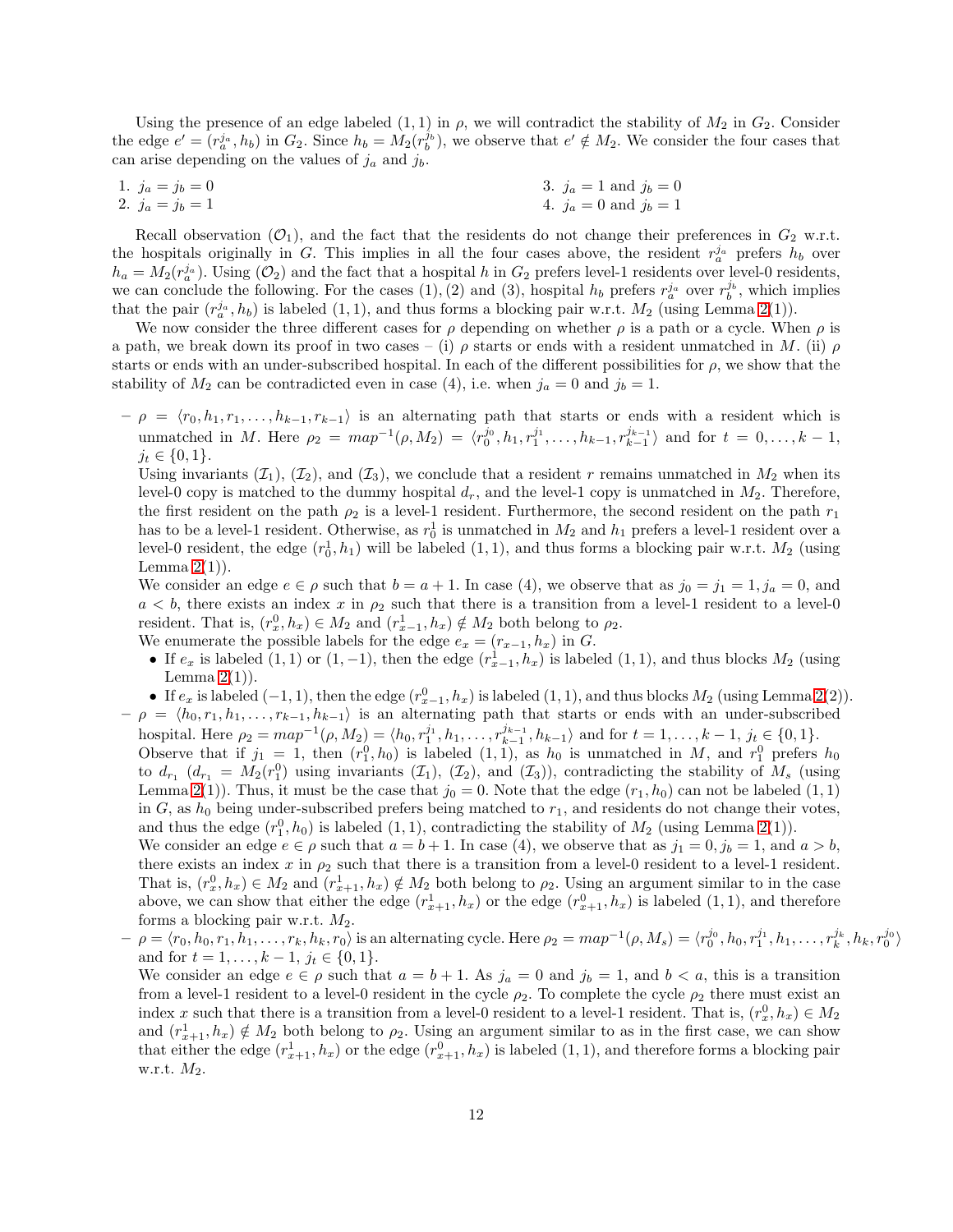Using the presence of an edge labeled $(1,1)$ in $\rho$, we will contradict the stability of $M_2$ in $G_2$. Consider the edge $e' = (r_a^{j_a}, h_b)$ in $G_2$. Since $h_b = M_2(r_b^{j_b})$, we observe that $e' \notin M_2$. We consider the four cases that can arise depending on the values of $j_a$ and $j_b$.

1. $j_a = j_b = 0$
2. $j_a = j_b = 1$
3. $j_a = 1$ and $j_b = 0$
4. $j_a = 0$ and $j_b = 1$

Recall observation $(\mathcal{O}_1)$, and the fact that the residents do not change their preferences in $G_2$ w.r.t. the hospitals originally in $G$. This implies in all the four cases above, the resident $r_a^{j_a}$ prefers $h_b$ over $h_a = M_2(r_a^{j_a})$. Using $(\mathcal{O}_2)$ and the fact that a hospital $h$ in $G_2$ prefers level-1 residents over level-0 residents, we can conclude the following. For the cases (1), (2) and (3), hospital $h_b$ prefers $r_a^{j_a}$ over $r_b^{j_b}$, which implies that the pair $(r_a^{j_a}, h_b)$ is labeled $(1,1)$, and thus forms a blocking pair w.r.t. $M_2$ (using Lemma 2(1)).

We now consider the three different cases for $\rho$ depending on whether $\rho$ is a path or a cycle. When $\rho$ is a path, we break down its proof in two cases – (i) $\rho$ starts or ends with a resident unmatched in $M$. (ii) $\rho$ starts or ends with an under-subscribed hospital. In each of the different possibilities for $\rho$, we show that the stability of $M_2$ can be contradicted even in case (4), i.e. when $j_a = 0$ and $j_b = 1$.

- $\rho = \langle r_0, h_1, r_1, \ldots, h_{k-1}, r_{k-1} \rangle$ is an alternating path that starts or ends with a resident which is unmatched in $M$. Here $\rho_2 = map^{-1}(\rho, M_2) = \langle r_0^{j_0}, h_1, r_1^{j_1}, \ldots, h_{k-1}, r_{k-1}^{j_{k-1}} \rangle$ and for $t = 0, \ldots, k-1$, $j_t \in \{0,1\}$.
  Using invariants $(\mathcal{I}_1)$, $(\mathcal{I}_2)$, and $(\mathcal{I}_3)$, we conclude that a resident $r$ remains unmatched in $M_2$ when its level-0 copy is matched to the dummy hospital $d_r$, and the level-1 copy is unmatched in $M_2$. Therefore, the first resident on the path $\rho_2$ is a level-1 resident. Furthermore, the second resident on the path $r_1$ has to be a level-1 resident. Otherwise, as $r_0^1$ is unmatched in $M_2$ and $h_1$ prefers a level-1 resident over a level-0 resident, the edge $(r_0^1, h_1)$ will be labeled $(1,1)$, and thus forms a blocking pair w.r.t. $M_2$ (using Lemma 2(1)).
  We consider an edge $e \in \rho$ such that $b = a+1$. In case (4), we observe that as $j_0 = j_1 = 1, j_a = 0$, and $a < b$, there exists an index $x$ in $\rho_2$ such that there is a transition from a level-1 resident to a level-0 resident. That is, $(r_x^0, h_x) \in M_2$ and $(r_{x-1}^1, h_x) \notin M_2$ both belong to $\rho_2$.
  We enumerate the possible labels for the edge $e_x = (r_{x-1}, h_x)$ in $G$.
  - If $e_x$ is labeled $(1,1)$ or $(1,-1)$, then the edge $(r_{x-1}^1, h_x)$ is labeled $(1,1)$, and thus blocks $M_2$ (using Lemma 2(1)).
  - If $e_x$ is labeled $(-1,1)$, then the edge $(r_{x-1}^0, h_x)$ is labeled $(1,1)$, and thus blocks $M_2$ (using Lemma 2(2)).
- $\rho = \langle h_0, r_1, h_1, \ldots, r_{k-1}, h_{k-1} \rangle$ is an alternating path that starts or ends with an under-subscribed hospital. Here $\rho_2 = map^{-1}(\rho, M_2) = \langle h_0, r_1^{j_1}, h_1, \ldots, r_{k-1}^{j_{k-1}}, h_{k-1} \rangle$ and for $t = 1, \ldots, k-1$, $j_t \in \{0,1\}$.
  Observe that if $j_1 = 1$, then $(r_1^0, h_0)$ is labeled $(1,1)$, as $h_0$ is unmatched in $M$, and $r_1^0$ prefers $h_0$ to $d_{r_1}$ ($d_{r_1} = M_2(r_1^0)$ using invariants $(\mathcal{I}_1)$, $(\mathcal{I}_2)$, and $(\mathcal{I}_3)$), contradicting the stability of $M_s$ (using Lemma 2(1)). Thus, it must be the case that $j_0 = 0$. Note that the edge $(r_1, h_0)$ can not be labeled $(1,1)$ in $G$, as $h_0$ being under-subscribed prefers being matched to $r_1$, and residents do not change their votes, and thus the edge $(r_1^0, h_0)$ is labeled $(1,1)$, contradicting the stability of $M_2$ (using Lemma 2(1)).
  We consider an edge $e \in \rho$ such that $a = b+1$. In case (4), we observe that as $j_1 = 0, j_b = 1$, and $a > b$, there exists an index $x$ in $\rho_2$ such that there is a transition from a level-0 resident to a level-1 resident. That is, $(r_x^0, h_x) \in M_2$ and $(r_{x+1}^1, h_x) \notin M_2$ both belong to $\rho_2$. Using an argument similar to in the case above, we can show that either the edge $(r_{x+1}^1, h_x)$ or the edge $(r_{x+1}^0, h_x)$ is labeled $(1,1)$, and therefore forms a blocking pair w.r.t. $M_2$.
- $\rho = \langle r_0, h_0, r_1, h_1, \ldots, r_k, h_k, r_0 \rangle$ is an alternating cycle. Here $\rho_2 = map^{-1}(\rho, M_s) = \langle r_0^{j_0}, h_0, r_1^{j_1}, h_1, \ldots, r_k^{j_k}, h_k, r_0^{j_0} \rangle$ and for $t = 1, \ldots, k-1$, $j_t \in \{0,1\}$.
  We consider an edge $e \in \rho$ such that $a = b+1$. As $j_a = 0$ and $j_b = 1$, and $b < a$, this is a transition from a level-1 resident to a level-0 resident in the cycle $\rho_2$. To complete the cycle $\rho_2$ there must exist an index $x$ such that there is a transition from a level-0 resident to a level-1 resident. That is, $(r_x^0, h_x) \in M_2$ and $(r_{x+1}^1, h_x) \notin M_2$ both belong to $\rho_2$. Using an argument similar to as in the first case, we can show that either the edge $(r_{x+1}^1, h_x)$ or the edge $(r_{x+1}^0, h_x)$ is labeled $(1,1)$, and therefore forms a blocking pair w.r.t. $M_2$.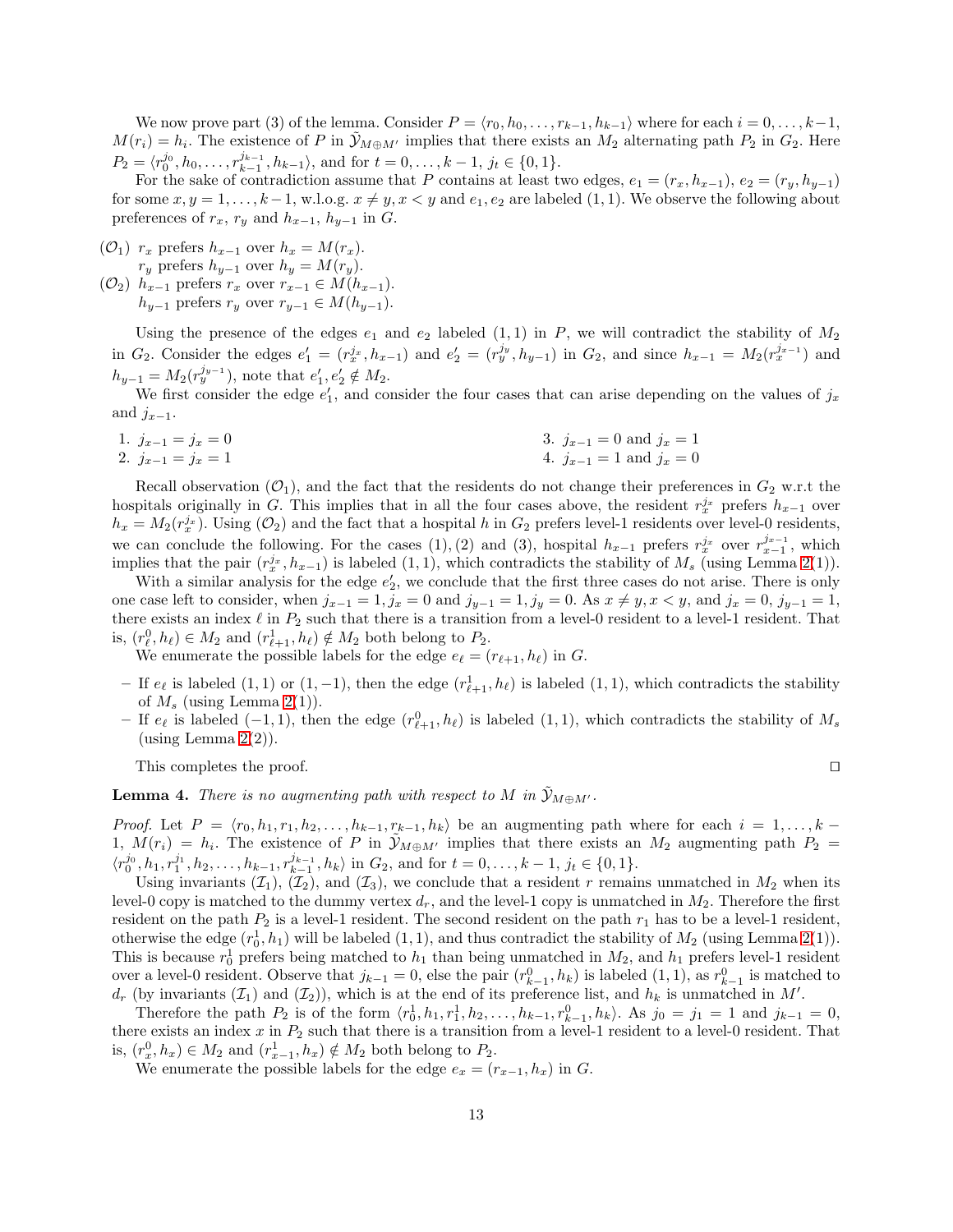We now prove part (3) of the lemma. Consider $P = \langle r_0, h_0, \ldots, r_{k-1}, h_{k-1}\rangle$ where for each $i = 0, \ldots, k-1$, $M(r_i) = h_i$. The existence of $P$ in $\tilde{\mathcal{Y}}_{M \oplus M'}$ implies that there exists an $M_2$ alternating path $P_2$ in $G_2$. Here $P_2 = \langle r_0^{j_0}, h_0, \ldots, r_{k-1}^{j_{k-1}}, h_{k-1}\rangle$, and for $t = 0, \ldots, k-1$, $j_t \in \{0, 1\}$.

For the sake of contradiction assume that $P$ contains at least two edges, $e_1 = (r_x, h_{x-1})$, $e_2 = (r_y, h_{y-1})$ for some $x, y = 1, \ldots, k-1$, w.l.o.g. $x \neq y, x < y$ and $e_1, e_2$ are labeled $(1, 1)$. We observe the following about preferences of $r_x$, $r_y$ and $h_{x-1}$, $h_{y-1}$ in $G$.

($\mathcal{O}_1$) $r_x$ prefers $h_{x-1}$ over $h_x = M(r_x)$.
$r_y$ prefers $h_{y-1}$ over $h_y = M(r_y)$.

($\mathcal{O}_2$) $h_{x-1}$ prefers $r_x$ over $r_{x-1} \in M(h_{x-1})$.
$h_{y-1}$ prefers $r_y$ over $r_{y-1} \in M(h_{y-1})$.

Using the presence of the edges $e_1$ and $e_2$ labeled $(1, 1)$ in $P$, we will contradict the stability of $M_2$ in $G_2$. Consider the edges $e'_1 = (r_x^{j_x}, h_{x-1})$ and $e'_2 = (r_y^{j_y}, h_{y-1})$ in $G_2$, and since $h_{x-1} = M_2(r_x^{j_{x-1}})$ and $h_{y-1} = M_2(r_y^{j_{y-1}})$, note that $e'_1, e'_2 \notin M_2$.

We first consider the edge $e'_1$, and consider the four cases that can arise depending on the values of $j_x$ and $j_{x-1}$.

1. $j_{x-1} = j_x = 0$
2. $j_{x-1} = j_x = 1$
3. $j_{x-1} = 0$ and $j_x = 1$
4. $j_{x-1} = 1$ and $j_x = 0$

Recall observation ($\mathcal{O}_1$), and the fact that the residents do not change their preferences in $G_2$ w.r.t the hospitals originally in $G$. This implies that in all the four cases above, the resident $r_x^{j_x}$ prefers $h_{x-1}$ over $h_x = M_2(r_x^{j_x})$. Using ($\mathcal{O}_2$) and the fact that a hospital $h$ in $G_2$ prefers level-1 residents over level-0 residents, we can conclude the following. For the cases (1), (2) and (3), hospital $h_{x-1}$ prefers $r_x^{j_x}$ over $r_{x-1}^{j_{x-1}}$, which implies that the pair $(r_x^{j_x}, h_{x-1})$ is labeled $(1, 1)$, which contradicts the stability of $M_s$ (using Lemma 2(1)).

With a similar analysis for the edge $e'_2$, we conclude that the first three cases do not arise. There is only one case left to consider, when $j_{x-1} = 1, j_x = 0$ and $j_{y-1} = 1, j_y = 0$. As $x \neq y, x < y$, and $j_x = 0$, $j_{y-1} = 1$, there exists an index $\ell$ in $P_2$ such that there is a transition from a level-0 resident to a level-1 resident. That is, $(r_\ell^0, h_\ell) \in M_2$ and $(r_{\ell+1}^1, h_\ell) \notin M_2$ both belong to $P_2$.

We enumerate the possible labels for the edge $e_\ell = (r_{\ell+1}, h_\ell)$ in $G$.

– If $e_\ell$ is labeled $(1, 1)$ or $(1, -1)$, then the edge $(r_{\ell+1}^1, h_\ell)$ is labeled $(1, 1)$, which contradicts the stability of $M_s$ (using Lemma 2(1)).

– If $e_\ell$ is labeled $(-1, 1)$, then the edge $(r_{\ell+1}^0, h_\ell)$ is labeled $(1, 1)$, which contradicts the stability of $M_s$ (using Lemma 2(2)).

This completes the proof. ◻

**Lemma 4.** *There is no augmenting path with respect to $M$ in $\tilde{\mathcal{Y}}_{M \oplus M'}$.*

*Proof.* Let $P = \langle r_0, h_1, r_1, h_2, \ldots, h_{k-1}, r_{k-1}, h_k\rangle$ be an augmenting path where for each $i = 1, \ldots, k-1$, $M(r_i) = h_i$. The existence of $P$ in $\tilde{\mathcal{Y}}_{M \oplus M'}$ implies that there exists an $M_2$ augmenting path $P_2 = \langle r_0^{j_0}, h_1, r_1^{j_1}, h_2, \ldots, h_{k-1}, r_{k-1}^{j_{k-1}}, h_k\rangle$ in $G_2$, and for $t = 0, \ldots, k-1$, $j_t \in \{0, 1\}$.

Using invariants ($\mathcal{I}_1$), ($\mathcal{I}_2$), and ($\mathcal{I}_3$), we conclude that a resident $r$ remains unmatched in $M_2$ when its level-0 copy is matched to the dummy vertex $d_r$, and the level-1 copy is unmatched in $M_2$. Therefore the first resident on the path $P_2$ is a level-1 resident. The second resident on the path $r_1$ has to be a level-1 resident, otherwise the edge $(r_0^1, h_1)$ will be labeled $(1, 1)$, and thus contradict the stability of $M_2$ (using Lemma 2(1)). This is because $r_0^1$ prefers being matched to $h_1$ than being unmatched in $M_2$, and $h_1$ prefers level-1 resident over a level-0 resident. Observe that $j_{k-1} = 0$, else the pair $(r_{k-1}^0, h_k)$ is labeled $(1, 1)$, as $r_{k-1}^0$ is matched to $d_r$ (by invariants ($\mathcal{I}_1$) and ($\mathcal{I}_2$)), which is at the end of its preference list, and $h_k$ is unmatched in $M'$.

Therefore the path $P_2$ is of the form $\langle r_0^1, h_1, r_1^1, h_2, \ldots, h_{k-1}, r_{k-1}^0, h_k\rangle$. As $j_0 = j_1 = 1$ and $j_{k-1} = 0$, there exists an index $x$ in $P_2$ such that there is a transition from a level-1 resident to a level-0 resident. That is, $(r_x^0, h_x) \in M_2$ and $(r_{x-1}^1, h_x) \notin M_2$ both belong to $P_2$.

We enumerate the possible labels for the edge $e_x = (r_{x-1}, h_x)$ in $G$.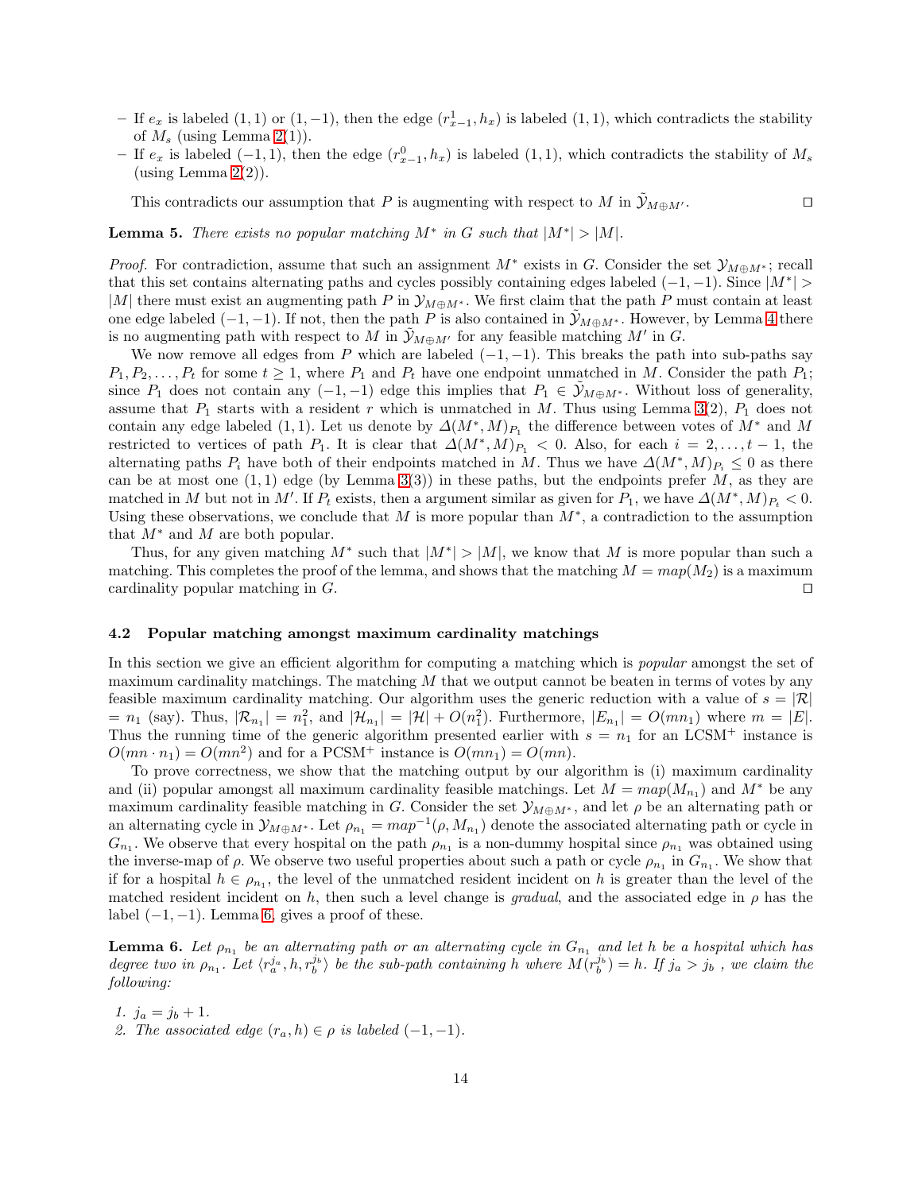- If $e_x$ is labeled $(1,1)$ or $(1,-1)$, then the edge $(r^1_{x-1}, h_x)$ is labeled $(1,1)$, which contradicts the stability of $M_s$ (using Lemma 2(1)).
- If $e_x$ is labeled $(-1,1)$, then the edge $(r^0_{x-1}, h_x)$ is labeled $(1,1)$, which contradicts the stability of $M_s$ (using Lemma 2(2)).

This contradicts our assumption that $P$ is augmenting with respect to $M$ in $\tilde{\mathcal{Y}}_{M\oplus M'}$. ◻

**Lemma 5.** *There exists no popular matching $M^*$ in $G$ such that $|M^*| > |M|$.*

*Proof.* For contradiction, assume that such an assignment $M^*$ exists in $G$. Consider the set $\mathcal{Y}_{M\oplus M^*}$; recall that this set contains alternating paths and cycles possibly containing edges labeled $(-1,-1)$. Since $|M^*| > |M|$ there must exist an augmenting path $P$ in $\mathcal{Y}_{M\oplus M^*}$. We first claim that the path $P$ must contain at least one edge labeled $(-1,-1)$. If not, then the path $P$ is also contained in $\tilde{\mathcal{Y}}_{M\oplus M^*}$. However, by Lemma 4 there is no augmenting path with respect to $M$ in $\tilde{\mathcal{Y}}_{M\oplus M'}$ for any feasible matching $M'$ in $G$.

We now remove all edges from $P$ which are labeled $(-1,-1)$. This breaks the path into sub-paths say $P_1, P_2, \ldots, P_t$ for some $t \geq 1$, where $P_1$ and $P_t$ have one endpoint unmatched in $M$. Consider the path $P_1$; since $P_1$ does not contain any $(-1,-1)$ edge this implies that $P_1 \in \tilde{\mathcal{Y}}_{M\oplus M^*}$. Without loss of generality, assume that $P_1$ starts with a resident $r$ which is unmatched in $M$. Thus using Lemma 3(2), $P_1$ does not contain any edge labeled $(1,1)$. Let us denote by $\Delta(M^*, M)_{P_1}$ the difference between votes of $M^*$ and $M$ restricted to vertices of path $P_1$. It is clear that $\Delta(M^*, M)_{P_1} < 0$. Also, for each $i = 2, \ldots, t-1$, the alternating paths $P_i$ have both of their endpoints matched in $M$. Thus we have $\Delta(M^*, M)_{P_i} \leq 0$ as there can be at most one $(1,1)$ edge (by Lemma 3(3)) in these paths, but the endpoints prefer $M$, as they are matched in $M$ but not in $M'$. If $P_t$ exists, then a argument similar as given for $P_1$, we have $\Delta(M^*, M)_{P_t} < 0$. Using these observations, we conclude that $M$ is more popular than $M^*$, a contradiction to the assumption that $M^*$ and $M$ are both popular.

Thus, for any given matching $M^*$ such that $|M^*| > |M|$, we know that $M$ is more popular than such a matching. This completes the proof of the lemma, and shows that the matching $M = map(M_2)$ is a maximum cardinality popular matching in $G$. ◻

### 4.2 Popular matching amongst maximum cardinality matchings

In this section we give an efficient algorithm for computing a matching which is *popular* amongst the set of maximum cardinality matchings. The matching $M$ that we output cannot be beaten in terms of votes by any feasible maximum cardinality matching. Our algorithm uses the generic reduction with a value of $s = |\mathcal{R}|$ $= n_1$ (say). Thus, $|\mathcal{R}_{n_1}| = n_1^2$, and $|\mathcal{H}_{n_1}| = |\mathcal{H}| + O(n_1^2)$. Furthermore, $|E_{n_1}| = O(mn_1)$ where $m = |E|$. Thus the running time of the generic algorithm presented earlier with $s = n_1$ for an LCSM$^+$ instance is $O(mn \cdot n_1) = O(mn^2)$ and for a PCSM$^+$ instance is $O(mn_1) = O(mn)$.

To prove correctness, we show that the matching output by our algorithm is (i) maximum cardinality and (ii) popular amongst all maximum cardinality feasible matchings. Let $M = map(M_{n_1})$ and $M^*$ be any maximum cardinality feasible matching in $G$. Consider the set $\mathcal{Y}_{M\oplus M^*}$, and let $\rho$ be an alternating path or an alternating cycle in $\mathcal{Y}_{M\oplus M^*}$. Let $\rho_{n_1} = map^{-1}(\rho, M_{n_1})$ denote the associated alternating path or cycle in $G_{n_1}$. We observe that every hospital on the path $\rho_{n_1}$ is a non-dummy hospital since $\rho_{n_1}$ was obtained using the inverse-map of $\rho$. We observe two useful properties about such a path or cycle $\rho_{n_1}$ in $G_{n_1}$. We show that if for a hospital $h \in \rho_{n_1}$, the level of the unmatched resident incident on $h$ is greater than the level of the matched resident incident on $h$, then such a level change is *gradual*, and the associated edge in $\rho$ has the label $(-1,-1)$. Lemma 6, gives a proof of these.

**Lemma 6.** *Let $\rho_{n_1}$ be an alternating path or an alternating cycle in $G_{n_1}$ and let $h$ be a hospital which has degree two in $\rho_{n_1}$. Let $\langle r_a^{j_a}, h, r_b^{j_b}\rangle$ be the sub-path containing $h$ where $M(r_b^{j_b}) = h$. If $j_a > j_b$ , we claim the following:*

1. *$j_a = j_b + 1$.*
2. *The associated edge $(r_a, h) \in \rho$ is labeled $(-1,-1)$.*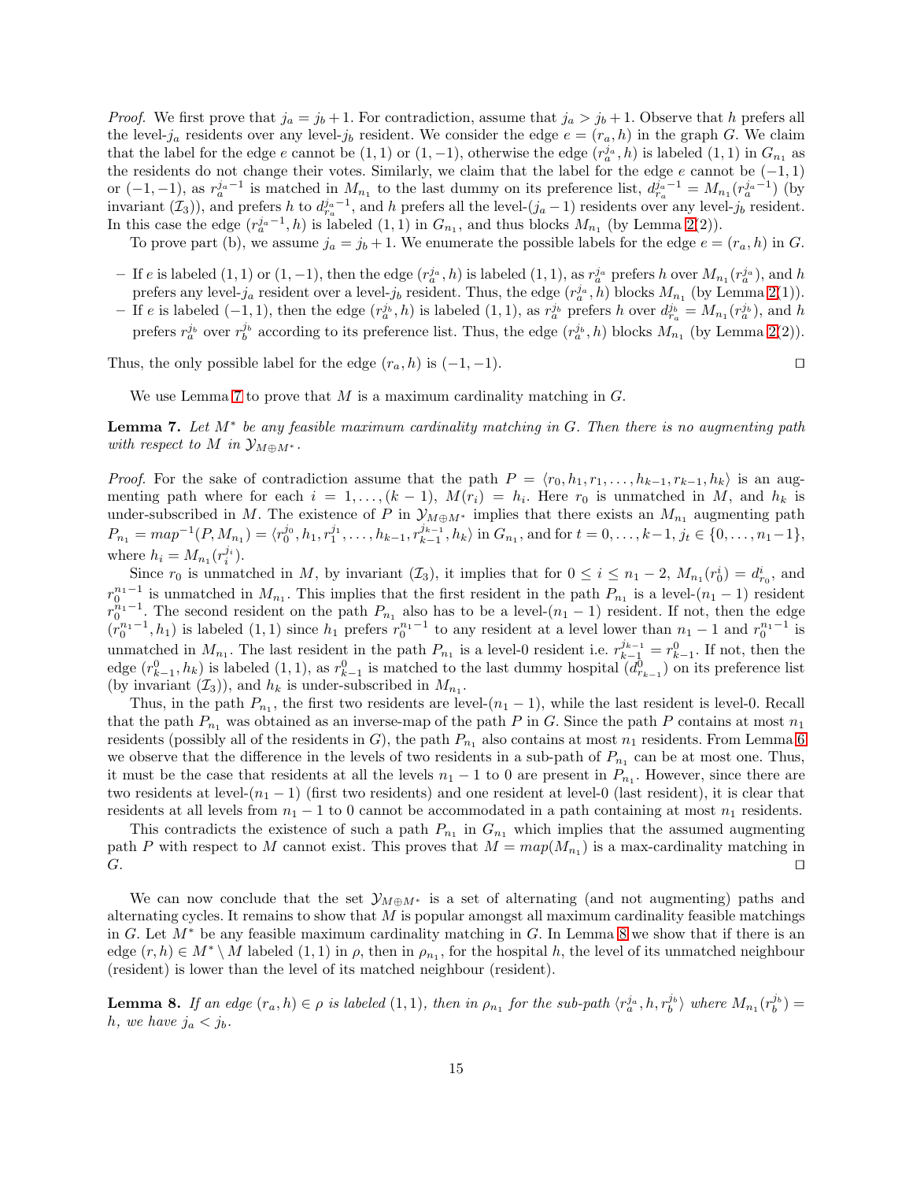*Proof.* We first prove that $j_a = j_b + 1$. For contradiction, assume that $j_a > j_b + 1$. Observe that $h$ prefers all the level-$j_a$ residents over any level-$j_b$ resident. We consider the edge $e = (r_a, h)$ in the graph $G$. We claim that the label for the edge $e$ cannot be $(1, 1)$ or $(1, -1)$, otherwise the edge $(r_a^{j_a}, h)$ is labeled $(1, 1)$ in $G_{n_1}$ as the residents do not change their votes. Similarly, we claim that the label for the edge $e$ cannot be $(-1, 1)$ or $(-1, -1)$, as $r_a^{j_a-1}$ is matched in $M_{n_1}$ to the last dummy on its preference list, $d_{r_a}^{j_a-1} = M_{n_1}(r_a^{j_a-1})$ (by invariant $(\mathcal{I}_3)$), and prefers $h$ to $d_{r_a}^{j_a-1}$, and $h$ prefers all the level-$(j_a - 1)$ residents over any level-$j_b$ resident. In this case the edge $(r_a^{j_a-1}, h)$ is labeled $(1, 1)$ in $G_{n_1}$, and thus blocks $M_{n_1}$ (by Lemma 2(2)).

To prove part (b), we assume $j_a = j_b + 1$. We enumerate the possible labels for the edge $e = (r_a, h)$ in $G$.

- If $e$ is labeled $(1, 1)$ or $(1, -1)$, then the edge $(r_a^{j_a}, h)$ is labeled $(1, 1)$, as $r_a^{j_a}$ prefers $h$ over $M_{n_1}(r_a^{j_a})$, and $h$ prefers any level-$j_a$ resident over a level-$j_b$ resident. Thus, the edge $(r_a^{j_a}, h)$ blocks $M_{n_1}$ (by Lemma 2(1)).
- If $e$ is labeled $(-1, 1)$, then the edge $(r_a^{j_b}, h)$ is labeled $(1, 1)$, as $r_a^{j_b}$ prefers $h$ over $d_{r_a}^{j_b} = M_{n_1}(r_a^{j_b})$, and $h$ prefers $r_a^{j_b}$ over $r_b^{j_b}$ according to its preference list. Thus, the edge $(r_a^{j_b}, h)$ blocks $M_{n_1}$ (by Lemma 2(2)).

Thus, the only possible label for the edge $(r_a, h)$ is $(-1, -1)$. ◻

We use Lemma 7 to prove that $M$ is a maximum cardinality matching in $G$.

**Lemma 7.** *Let $M^*$ be any feasible maximum cardinality matching in $G$. Then there is no augmenting path with respect to $M$ in $\mathcal{Y}_{M \oplus M^*}$.*

*Proof.* For the sake of contradiction assume that the path $P = \langle r_0, h_1, r_1, \ldots, h_{k-1}, r_{k-1}, h_k\rangle$ is an augmenting path where for each $i = 1, \ldots, (k-1)$, $M(r_i) = h_i$. Here $r_0$ is unmatched in $M$, and $h_k$ is under-subscribed in $M$. The existence of $P$ in $\mathcal{Y}_{M \oplus M^*}$ implies that there exists an $M_{n_1}$ augmenting path $P_{n_1} = map^{-1}(P, M_{n_1}) = \langle r_0^{j_0}, h_1, r_1^{j_1}, \ldots, h_{k-1}, r_{k-1}^{j_{k-1}}, h_k\rangle$ in $G_{n_1}$, and for $t = 0, \ldots, k-1$, $j_t \in \{0, \ldots, n_1 - 1\}$, where $h_i = M_{n_1}(r_i^{j_i})$.

Since $r_0$ is unmatched in $M$, by invariant $(\mathcal{I}_3)$, it implies that for $0 \le i \le n_1 - 2$, $M_{n_1}(r_0^i) = d_{r_0}^i$, and $r_0^{n_1-1}$ is unmatched in $M_{n_1}$. This implies that the first resident in the path $P_{n_1}$ is a level-$(n_1 - 1)$ resident $r_0^{n_1-1}$. The second resident on the path $P_{n_1}$ also has to be a level-$(n_1 - 1)$ resident. If not, then the edge $(r_0^{n_1-1}, h_1)$ is labeled $(1, 1)$ since $h_1$ prefers $r_0^{n_1-1}$ to any resident at a level lower than $n_1 - 1$ and $r_0^{n_1-1}$ is unmatched in $M_{n_1}$. The last resident in the path $P_{n_1}$ is a level-0 resident i.e. $r_{k-1}^{j_{k-1}} = r_{k-1}^0$. If not, then the edge $(r_{k-1}^0, h_k)$ is labeled $(1, 1)$, as $r_{k-1}^0$ is matched to the last dummy hospital $(d_{r_{k-1}}^0)$ on its preference list (by invariant $(\mathcal{I}_3)$), and $h_k$ is under-subscribed in $M_{n_1}$.

Thus, in the path $P_{n_1}$, the first two residents are level-$(n_1 - 1)$, while the last resident is level-0. Recall that the path $P_{n_1}$ was obtained as an inverse-map of the path $P$ in $G$. Since the path $P$ contains at most $n_1$ residents (possibly all of the residents in $G$), the path $P_{n_1}$ also contains at most $n_1$ residents. From Lemma 6 we observe that the difference in the levels of two residents in a sub-path of $P_{n_1}$ can be at most one. Thus, it must be the case that residents at all the levels $n_1 - 1$ to 0 are present in $P_{n_1}$. However, since there are two residents at level-$(n_1 - 1)$ (first two residents) and one resident at level-0 (last resident), it is clear that residents at all levels from $n_1 - 1$ to 0 cannot be accommodated in a path containing at most $n_1$ residents.

This contradicts the existence of such a path $P_{n_1}$ in $G_{n_1}$ which implies that the assumed augmenting path $P$ with respect to $M$ cannot exist. This proves that $M = map(M_{n_1})$ is a max-cardinality matching in $G$. ◻

We can now conclude that the set $\mathcal{Y}_{M \oplus M^*}$ is a set of alternating (and not augmenting) paths and alternating cycles. It remains to show that $M$ is popular amongst all maximum cardinality feasible matchings in $G$. Let $M^*$ be any feasible maximum cardinality matching in $G$. In Lemma 8 we show that if there is an edge $(r, h) \in M^* \setminus M$ labeled $(1, 1)$ in $\rho$, then in $\rho_{n_1}$, for the hospital $h$, the level of its unmatched neighbour (resident) is lower than the level of its matched neighbour (resident).

**Lemma 8.** *If an edge $(r_a, h) \in \rho$ is labeled $(1, 1)$, then in $\rho_{n_1}$ for the sub-path $\langle r_a^{j_a}, h, r_b^{j_b}\rangle$ where $M_{n_1}(r_b^{j_b}) = h$, we have $j_a < j_b$.*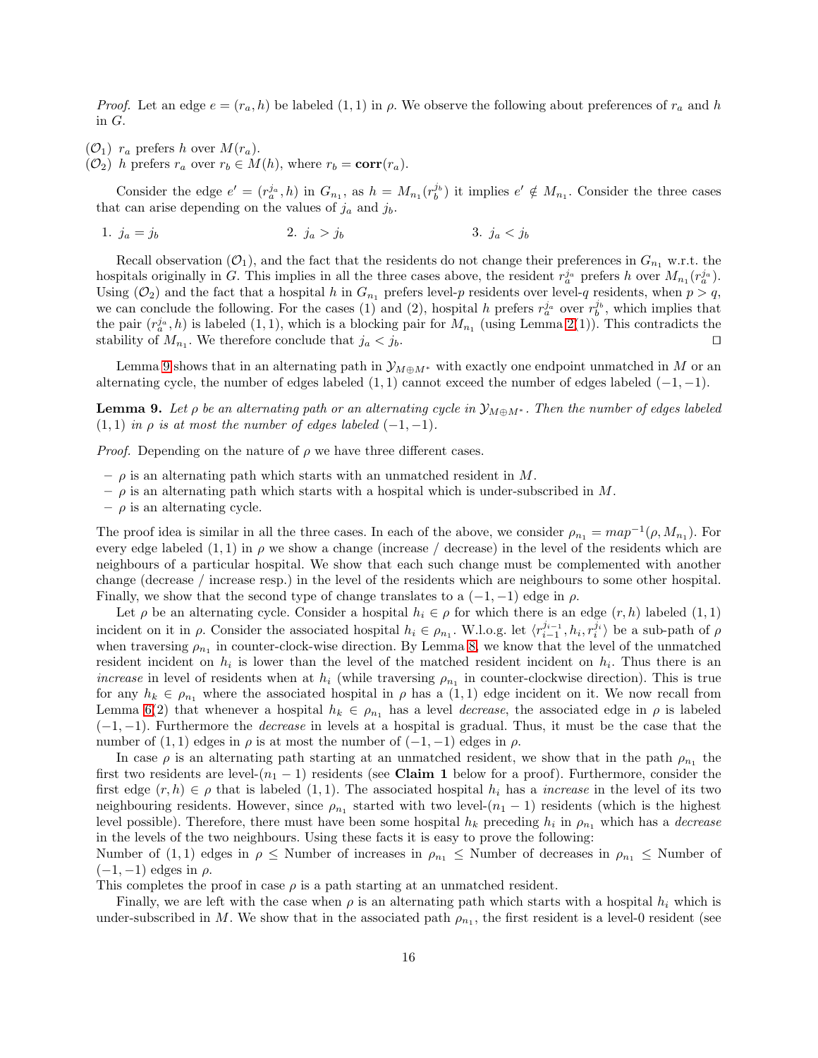*Proof.* Let an edge $e = (r_a, h)$ be labeled $(1, 1)$ in $\rho$. We observe the following about preferences of $r_a$ and $h$ in $G$.

($\mathcal{O}_1$) $r_a$ prefers $h$ over $M(r_a)$.
($\mathcal{O}_2$) $h$ prefers $r_a$ over $r_b \in M(h)$, where $r_b = \mathbf{corr}(r_a)$.

Consider the edge $e' = (r_a^{j_a}, h)$ in $G_{n_1}$, as $h = M_{n_1}(r_b^{j_b})$ it implies $e' \notin M_{n_1}$. Consider the three cases that can arise depending on the values of $j_a$ and $j_b$.

1. $j_a = j_b$
2. $j_a > j_b$
3. $j_a < j_b$

Recall observation ($\mathcal{O}_1$), and the fact that the residents do not change their preferences in $G_{n_1}$ w.r.t. the hospitals originally in $G$. This implies in all the three cases above, the resident $r_a^{j_a}$ prefers $h$ over $M_{n_1}(r_a^{j_a})$. Using ($\mathcal{O}_2$) and the fact that a hospital $h$ in $G_{n_1}$ prefers level-$p$ residents over level-$q$ residents, when $p > q$, we can conclude the following. For the cases (1) and (2), hospital $h$ prefers $r_a^{j_a}$ over $r_b^{j_b}$, which implies that the pair $(r_a^{j_a}, h)$ is labeled $(1, 1)$, which is a blocking pair for $M_{n_1}$ (using Lemma 2(1)). This contradicts the stability of $M_{n_1}$. We therefore conclude that $j_a < j_b$. ◻

Lemma 9 shows that in an alternating path in $\mathcal{Y}_{M \oplus M^*}$ with exactly one endpoint unmatched in $M$ or an alternating cycle, the number of edges labeled $(1, 1)$ cannot exceed the number of edges labeled $(-1, -1)$.

**Lemma 9.** *Let $\rho$ be an alternating path or an alternating cycle in $\mathcal{Y}_{M \oplus M^*}$. Then the number of edges labeled $(1, 1)$ in $\rho$ is at most the number of edges labeled $(-1, -1)$.*

*Proof.* Depending on the nature of $\rho$ we have three different cases.

- $\rho$ is an alternating path which starts with an unmatched resident in $M$.
- $\rho$ is an alternating path which starts with a hospital which is under-subscribed in $M$.
- $\rho$ is an alternating cycle.

The proof idea is similar in all the three cases. In each of the above, we consider $\rho_{n_1} = map^{-1}(\rho, M_{n_1})$. For every edge labeled $(1, 1)$ in $\rho$ we show a change (increase / decrease) in the level of the residents which are neighbours of a particular hospital. We show that each such change must be complemented with another change (decrease / increase resp.) in the level of the residents which are neighbours to some other hospital. Finally, we show that the second type of change translates to a $(-1, -1)$ edge in $\rho$.

Let $\rho$ be an alternating cycle. Consider a hospital $h_i \in \rho$ for which there is an edge $(r, h)$ labeled $(1, 1)$ incident on it in $\rho$. Consider the associated hospital $h_i \in \rho_{n_1}$. W.l.o.g. let $\langle r_{i-1}^{j_{i-1}}, h_i, r_i^{j_i} \rangle$ be a sub-path of $\rho$ when traversing $\rho_{n_1}$ in counter-clock-wise direction. By Lemma 8, we know that the level of the unmatched resident incident on $h_i$ is lower than the level of the matched resident incident on $h_i$. Thus there is an *increase* in level of residents when at $h_i$ (while traversing $\rho_{n_1}$ in counter-clockwise direction). This is true for any $h_k \in \rho_{n_1}$ where the associated hospital in $\rho$ has a $(1, 1)$ edge incident on it. We now recall from Lemma 6(2) that whenever a hospital $h_k \in \rho_{n_1}$ has a level *decrease*, the associated edge in $\rho$ is labeled $(-1, -1)$. Furthermore the *decrease* in levels at a hospital is gradual. Thus, it must be the case that the number of $(1, 1)$ edges in $\rho$ is at most the number of $(-1, -1)$ edges in $\rho$.

In case $\rho$ is an alternating path starting at an unmatched resident, we show that in the path $\rho_{n_1}$ the first two residents are level-$(n_1 - 1)$ residents (see **Claim 1** below for a proof). Furthermore, consider the first edge $(r, h) \in \rho$ that is labeled $(1, 1)$. The associated hospital $h_i$ has a *increase* in the level of its two neighbouring residents. However, since $\rho_{n_1}$ started with two level-$(n_1 - 1)$ residents (which is the highest level possible). Therefore, there must have been some hospital $h_k$ preceding $h_i$ in $\rho_{n_1}$ which has a *decrease* in the levels of the two neighbours. Using these facts it is easy to prove the following:
Number of $(1, 1)$ edges in $\rho$ $\leq$ Number of increases in $\rho_{n_1}$ $\leq$ Number of decreases in $\rho_{n_1}$ $\leq$ Number of $(-1, -1)$ edges in $\rho$.
This completes the proof in case $\rho$ is a path starting at an unmatched resident.

Finally, we are left with the case when $\rho$ is an alternating path which starts with a hospital $h_i$ which is under-subscribed in $M$. We show that in the associated path $\rho_{n_1}$, the first resident is a level-0 resident (see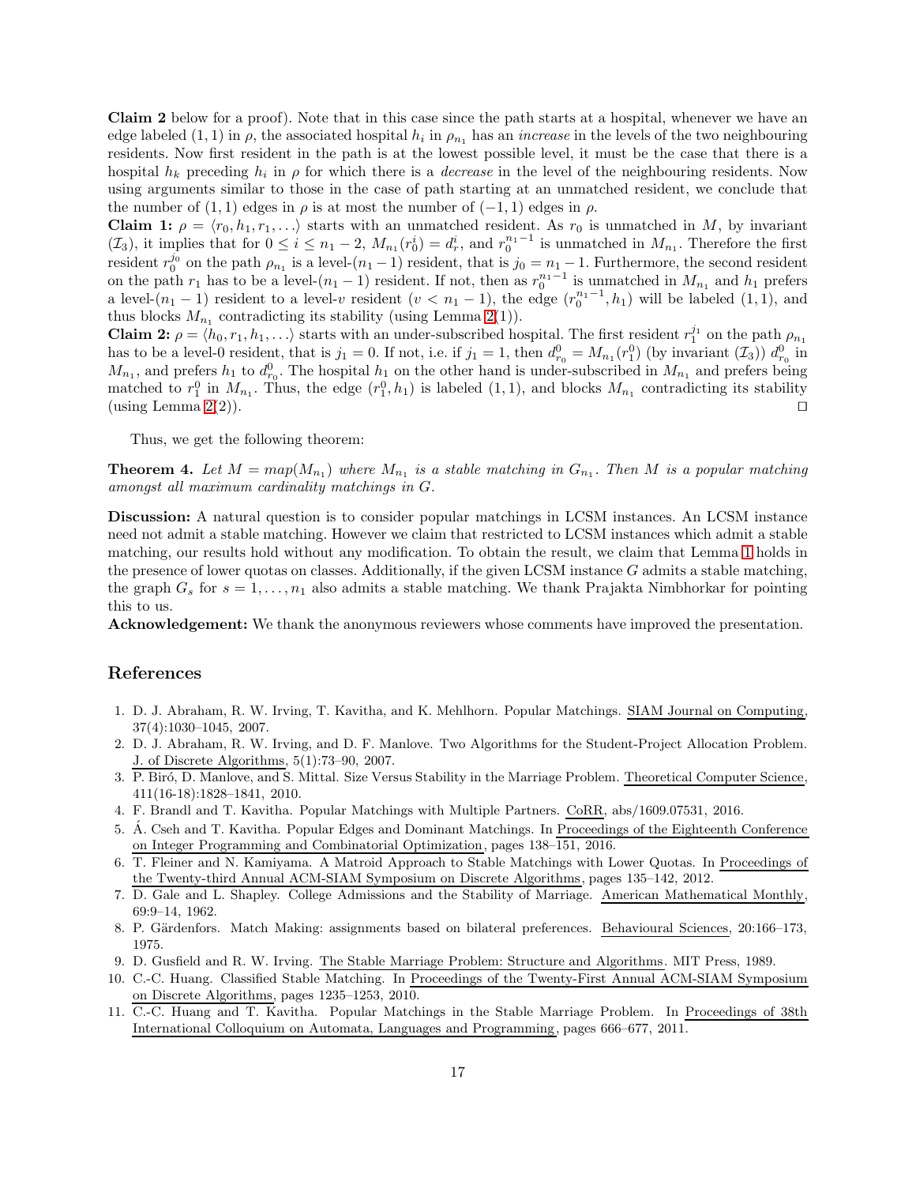**Claim 2** below for a proof). Note that in this case since the path starts at a hospital, whenever we have an edge labeled $(1, 1)$ in $\rho$, the associated hospital $h_i$ in $\rho_{n_1}$ has an *increase* in the levels of the two neighbouring residents. Now first resident in the path is at the lowest possible level, it must be the case that there is a hospital $h_k$ preceding $h_i$ in $\rho$ for which there is a *decrease* in the level of the neighbouring residents. Now using arguments similar to those in the case of path starting at an unmatched resident, we conclude that the number of $(1, 1)$ edges in $\rho$ is at most the number of $(-1, 1)$ edges in $\rho$.

**Claim 1:** $\rho = \langle r_0, h_1, r_1, \ldots \rangle$ starts with an unmatched resident. As $r_0$ is unmatched in $M$, by invariant $(\mathcal{I}_3)$, it implies that for $0 \leq i \leq n_1 - 2$, $M_{n_1}(r_0^i) = d_r^i$, and $r_0^{n_1-1}$ is unmatched in $M_{n_1}$. Therefore the first resident $r_0^{j_0}$ on the path $\rho_{n_1}$ is a level-$(n_1 - 1)$ resident, that is $j_0 = n_1 - 1$. Furthermore, the second resident on the path $r_1$ has to be a level-$(n_1 - 1)$ resident. If not, then as $r_0^{n_1-1}$ is unmatched in $M_{n_1}$ and $h_1$ prefers a level-$(n_1 - 1)$ resident to a level-$v$ resident ($v < n_1 - 1$), the edge $(r_0^{n_1-1}, h_1)$ will be labeled $(1, 1)$, and thus blocks $M_{n_1}$ contradicting its stability (using Lemma 2(1)).

**Claim 2:** $\rho = \langle h_0, r_1, h_1, \ldots \rangle$ starts with an under-subscribed hospital. The first resident $r_1^{j_1}$ on the path $\rho_{n_1}$ has to be a level-0 resident, that is $j_1 = 0$. If not, i.e. if $j_1 = 1$, then $d_{r_0}^0 = M_{n_1}(r_1^0)$ (by invariant $(\mathcal{I}_3)$) $d_{r_0}^0$ in $M_{n_1}$, and prefers $h_1$ to $d_{r_0}^0$. The hospital $h_1$ on the other hand is under-subscribed in $M_{n_1}$ and prefers being matched to $r_1^0$ in $M_{n_1}$. Thus, the edge $(r_1^0, h_1)$ is labeled $(1, 1)$, and blocks $M_{n_1}$ contradicting its stability (using Lemma 2(2)). ⊓⊔

Thus, we get the following theorem:

**Theorem 4.** *Let $M = map(M_{n_1})$ where $M_{n_1}$ is a stable matching in $G_{n_1}$. Then $M$ is a popular matching amongst all maximum cardinality matchings in $G$.*

**Discussion:** A natural question is to consider popular matchings in LCSM instances. An LCSM instance need not admit a stable matching. However we claim that restricted to LCSM instances which admit a stable matching, our results hold without any modification. To obtain the result, we claim that Lemma 1 holds in the presence of lower quotas on classes. Additionally, if the given LCSM instance $G$ admits a stable matching, the graph $G_s$ for $s = 1, \ldots, n_1$ also admits a stable matching. We thank Prajakta Nimbhorkar for pointing this to us.

**Acknowledgement:** We thank the anonymous reviewers whose comments have improved the presentation.

## References

1. D. J. Abraham, R. W. Irving, T. Kavitha, and K. Mehlhorn. Popular Matchings. SIAM Journal on Computing, 37(4):1030–1045, 2007.
2. D. J. Abraham, R. W. Irving, and D. F. Manlove. Two Algorithms for the Student-Project Allocation Problem. J. of Discrete Algorithms, 5(1):73–90, 2007.
3. P. Biró, D. Manlove, and S. Mittal. Size Versus Stability in the Marriage Problem. Theoretical Computer Science, 411(16-18):1828–1841, 2010.
4. F. Brandl and T. Kavitha. Popular Matchings with Multiple Partners. CoRR, abs/1609.07531, 2016.
5. Á. Cseh and T. Kavitha. Popular Edges and Dominant Matchings. In Proceedings of the Eighteenth Conference on Integer Programming and Combinatorial Optimization, pages 138–151, 2016.
6. T. Fleiner and N. Kamiyama. A Matroid Approach to Stable Matchings with Lower Quotas. In Proceedings of the Twenty-third Annual ACM-SIAM Symposium on Discrete Algorithms, pages 135–142, 2012.
7. D. Gale and L. Shapley. College Admissions and the Stability of Marriage. American Mathematical Monthly, 69:9–14, 1962.
8. P. Gärdenfors. Match Making: assignments based on bilateral preferences. Behavioural Sciences, 20:166–173, 1975.
9. D. Gusfield and R. W. Irving. The Stable Marriage Problem: Structure and Algorithms. MIT Press, 1989.
10. C.-C. Huang. Classified Stable Matching. In Proceedings of the Twenty-First Annual ACM-SIAM Symposium on Discrete Algorithms, pages 1235–1253, 2010.
11. C.-C. Huang and T. Kavitha. Popular Matchings in the Stable Marriage Problem. In Proceedings of 38th International Colloquium on Automata, Languages and Programming, pages 666–677, 2011.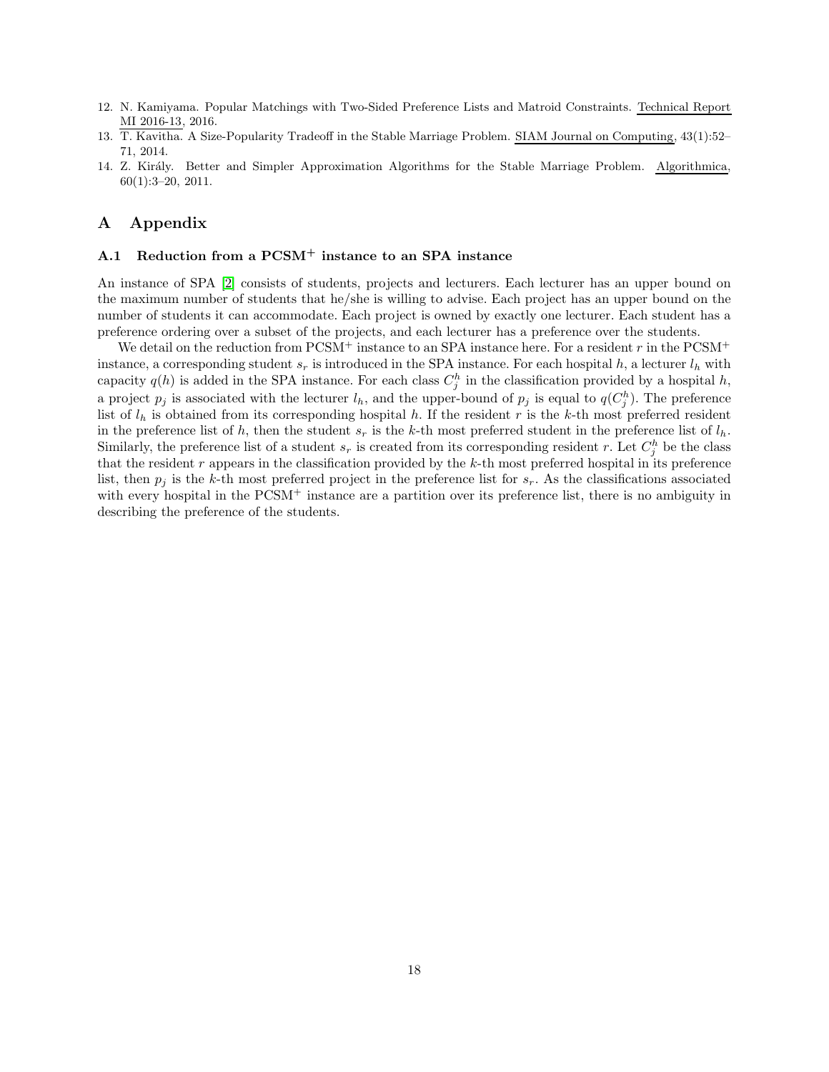12. N. Kamiyama. Popular Matchings with Two-Sided Preference Lists and Matroid Constraints. Technical Report MI 2016-13, 2016.
13. T. Kavitha. A Size-Popularity Tradeoff in the Stable Marriage Problem. SIAM Journal on Computing, 43(1):52–71, 2014.
14. Z. Király. Better and Simpler Approximation Algorithms for the Stable Marriage Problem. Algorithmica, 60(1):3–20, 2011.

# A Appendix

## A.1 Reduction from a PCSM$^+$ instance to an SPA instance

An instance of SPA [2] consists of students, projects and lecturers. Each lecturer has an upper bound on the maximum number of students that he/she is willing to advise. Each project has an upper bound on the number of students it can accommodate. Each project is owned by exactly one lecturer. Each student has a preference ordering over a subset of the projects, and each lecturer has a preference over the students.

We detail on the reduction from PCSM$^+$ instance to an SPA instance here. For a resident $r$ in the PCSM$^+$ instance, a corresponding student $s_r$ is introduced in the SPA instance. For each hospital $h$, a lecturer $l_h$ with capacity $q(h)$ is added in the SPA instance. For each class $C_j^h$ in the classification provided by a hospital $h$, a project $p_j$ is associated with the lecturer $l_h$, and the upper-bound of $p_j$ is equal to $q(C_j^h)$. The preference list of $l_h$ is obtained from its corresponding hospital $h$. If the resident $r$ is the $k$-th most preferred resident in the preference list of $h$, then the student $s_r$ is the $k$-th most preferred student in the preference list of $l_h$. Similarly, the preference list of a student $s_r$ is created from its corresponding resident $r$. Let $C_j^h$ be the class that the resident $r$ appears in the classification provided by the $k$-th most preferred hospital in its preference list, then $p_j$ is the $k$-th most preferred project in the preference list for $s_r$. As the classifications associated with every hospital in the PCSM$^+$ instance are a partition over its preference list, there is no ambiguity in describing the preference of the students.